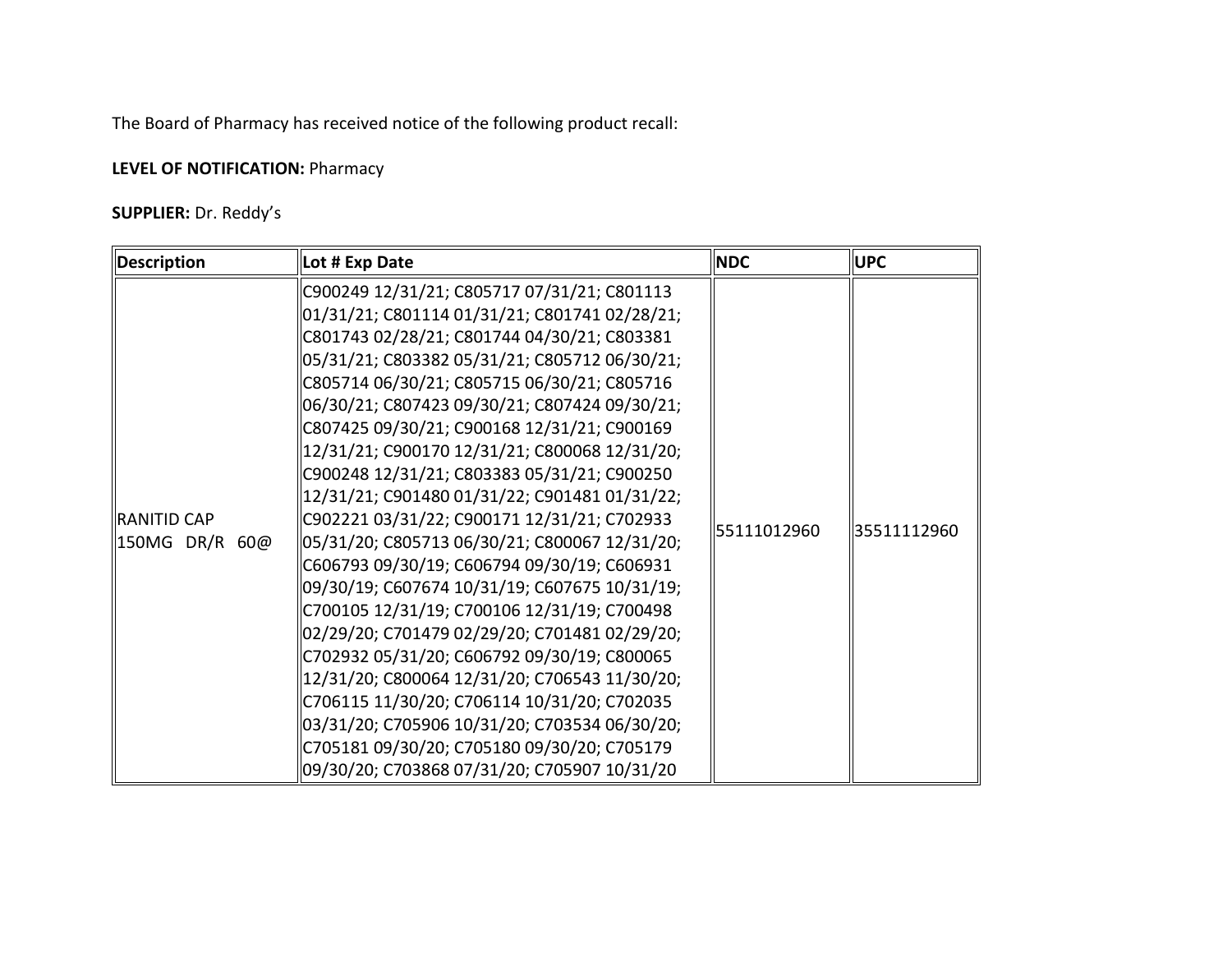The Board of Pharmacy has received notice of the following product recall:

**LEVEL OF NOTIFICATION:** Pharmacy

**SUPPLIER:** Dr. Reddy's

| Description | Lot # Exp Date | NDC | UPC |
|---|---|---|---|
| RANITID CAP 150MG DR/R 60@ | C900249 12/31/21; C805717 07/31/21; C801113 01/31/21; C801114 01/31/21; C801741 02/28/21; C801743 02/28/21; C801744 04/30/21; C803381 05/31/21; C803382 05/31/21; C805712 06/30/21; C805714 06/30/21; C805715 06/30/21; C805716 06/30/21; C807423 09/30/21; C807424 09/30/21; C807425 09/30/21; C900168 12/31/21; C900169 12/31/21; C900170 12/31/21; C800068 12/31/20; C900248 12/31/21; C803383 05/31/21; C900250 12/31/21; C901480 01/31/22; C901481 01/31/22; C902221 03/31/22; C900171 12/31/21; C702933 05/31/20; C805713 06/30/21; C800067 12/31/20; C606793 09/30/19; C606794 09/30/19; C606931 09/30/19; C607674 10/31/19; C607675 10/31/19; C700105 12/31/19; C700106 12/31/19; C700498 02/29/20; C701479 02/29/20; C701481 02/29/20; C702932 05/31/20; C606792 09/30/19; C800065 12/31/20; C800064 12/31/20; C706543 11/30/20; C706115 11/30/20; C706114 10/31/20; C702035 03/31/20; C705906 10/31/20; C703534 06/30/20; C705181 09/30/20; C705180 09/30/20; C705179 09/30/20; C703868 07/31/20; C705907 10/31/20 | 55111012960 | 35511112960 |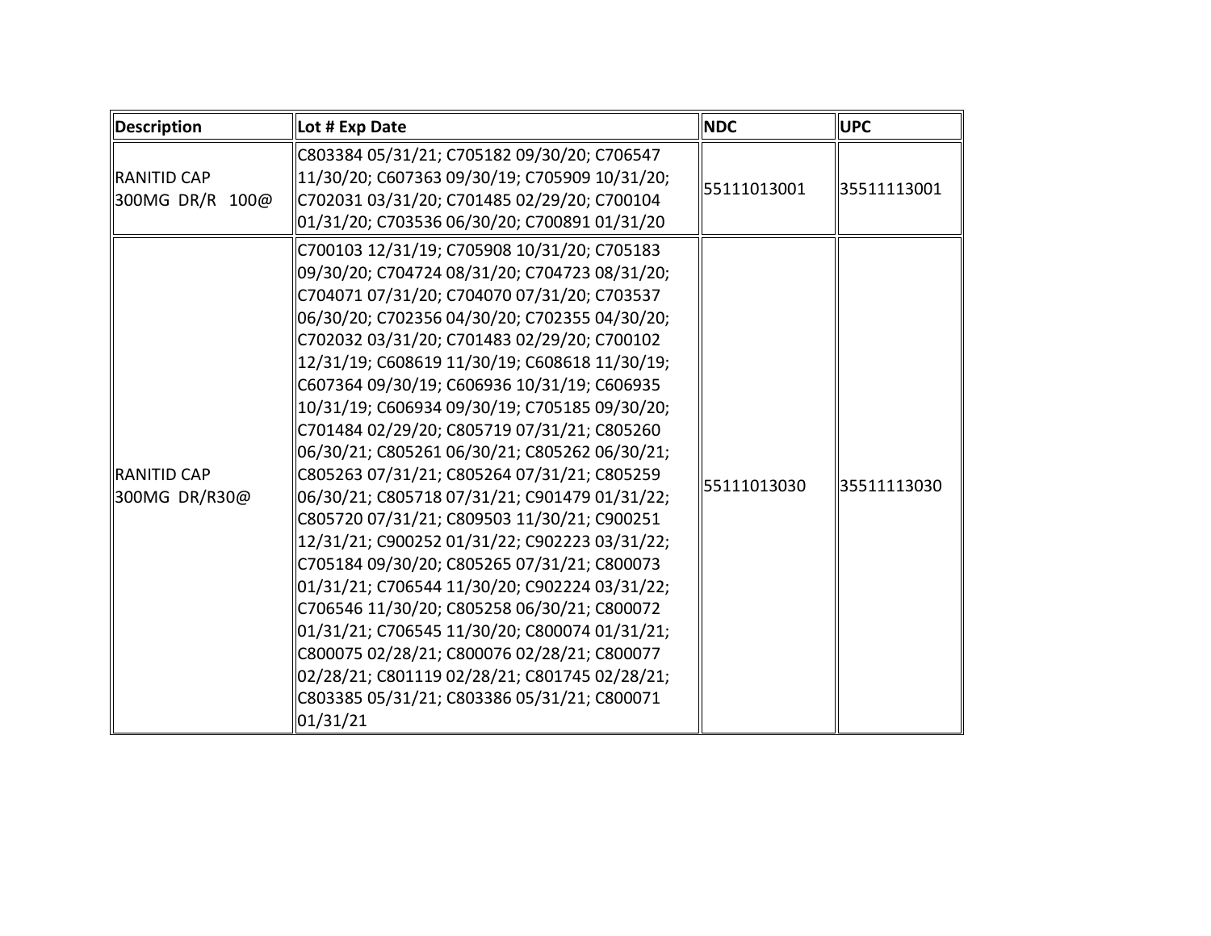| Description | Lot # Exp Date | NDC | UPC |
|---|---|---|---|
| RANITID CAP 300MG DR/R 100@ | C803384 05/31/21; C705182 09/30/20; C706547 11/30/20; C607363 09/30/19; C705909 10/31/20; C702031 03/31/20; C701485 02/29/20; C700104 01/31/20; C703536 06/30/20; C700891 01/31/20 | 55111013001 | 35511113001 |
| RANITID CAP 300MG DR/R30@ | C700103 12/31/19; C705908 10/31/20; C705183 09/30/20; C704724 08/31/20; C704723 08/31/20; C704071 07/31/20; C704070 07/31/20; C703537 06/30/20; C702356 04/30/20; C702355 04/30/20; C702032 03/31/20; C701483 02/29/20; C700102 12/31/19; C608619 11/30/19; C608618 11/30/19; C607364 09/30/19; C606936 10/31/19; C606935 10/31/19; C606934 09/30/19; C705185 09/30/20; C701484 02/29/20; C805719 07/31/21; C805260 06/30/21; C805261 06/30/21; C805262 06/30/21; C805263 07/31/21; C805264 07/31/21; C805259 06/30/21; C805718 07/31/21; C901479 01/31/22; C805720 07/31/21; C809503 11/30/21; C900251 12/31/21; C900252 01/31/22; C902223 03/31/22; C705184 09/30/20; C805265 07/31/21; C800073 01/31/21; C706544 11/30/20; C902224 03/31/22; C706546 11/30/20; C805258 06/30/21; C800072 01/31/21; C706545 11/30/20; C800074 01/31/21; C800075 02/28/21; C800076 02/28/21; C800077 02/28/21; C801119 02/28/21; C801745 02/28/21; C803385 05/31/21; C803386 05/31/21; C800071 01/31/21 | 55111013030 | 35511113030 |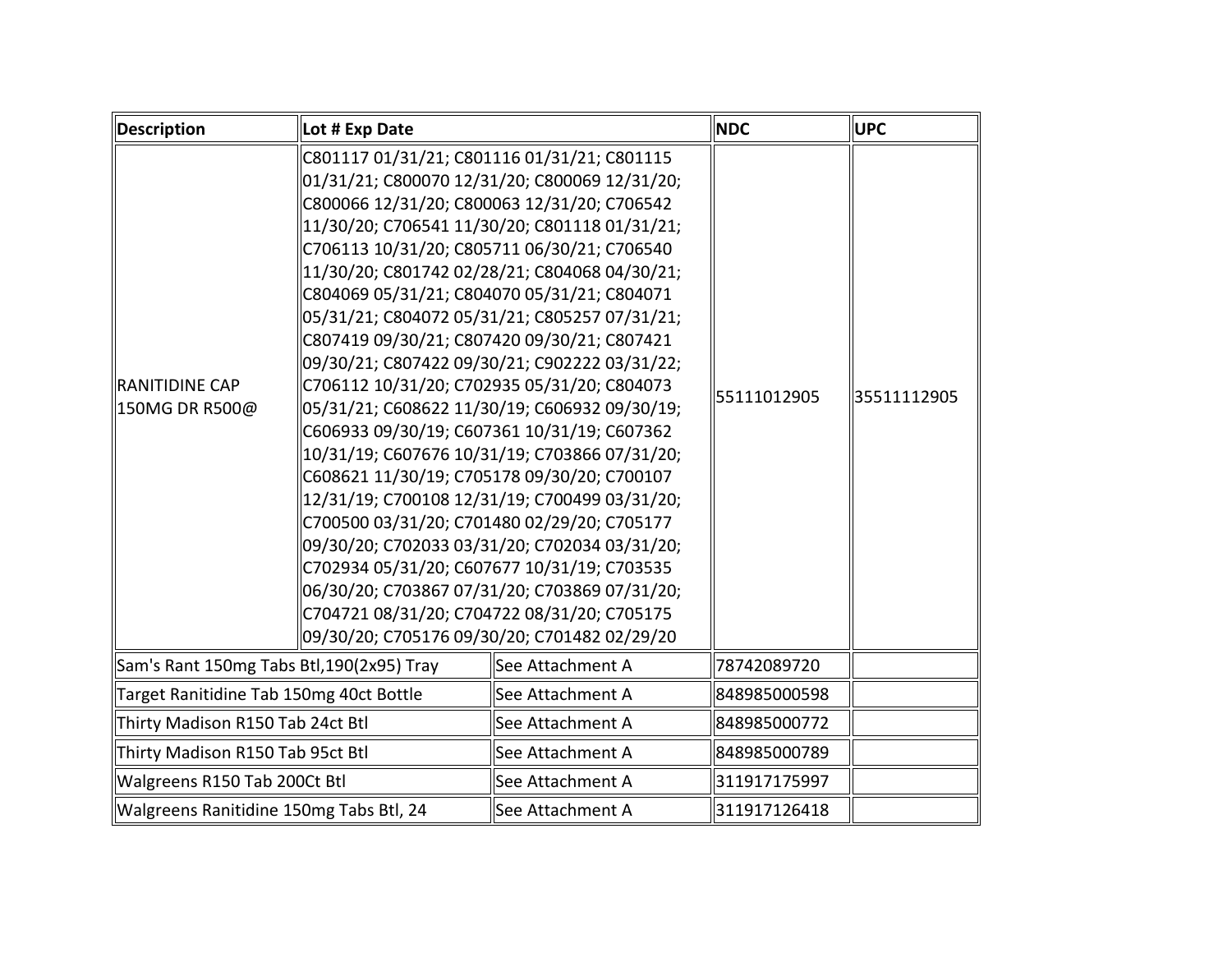| Description | Lot # Exp Date | | NDC | UPC |
|---|---|---|---|---|
| RANITIDINE CAP 150MG DR R500@ | C801117 01/31/21; C801116 01/31/21; C801115 01/31/21; C800070 12/31/20; C800069 12/31/20; C800066 12/31/20; C800063 12/31/20; C706542 11/30/20; C706541 11/30/20; C801118 01/31/21; C706113 10/31/20; C805711 06/30/21; C706540 11/30/20; C801742 02/28/21; C804068 04/30/21; C804069 05/31/21; C804070 05/31/21; C804071 05/31/21; C804072 05/31/21; C805257 07/31/21; C807419 09/30/21; C807420 09/30/21; C807421 09/30/21; C807422 09/30/21; C902222 03/31/22; C706112 10/31/20; C702935 05/31/20; C804073 05/31/21; C608622 11/30/19; C606932 09/30/19; C606933 09/30/19; C607361 10/31/19; C607362 10/31/19; C607676 10/31/19; C703866 07/31/20; C608621 11/30/19; C705178 09/30/20; C700107 12/31/19; C700108 12/31/19; C700499 03/31/20; C700500 03/31/20; C701480 02/29/20; C705177 09/30/20; C702033 03/31/20; C702034 03/31/20; C702934 05/31/20; C607677 10/31/19; C703535 06/30/20; C703867 07/31/20; C703869 07/31/20; C704721 08/31/20; C704722 08/31/20; C705175 09/30/20; C705176 09/30/20; C701482 02/29/20 | | 55111012905 | 35511112905 |
| Sam's Rant 150mg Tabs Btl,190(2x95) Tray | | See Attachment A | 78742089720 | |
| Target Ranitidine Tab 150mg 40ct Bottle | | See Attachment A | 848985000598 | |
| Thirty Madison R150 Tab 24ct Btl | | See Attachment A | 848985000772 | |
| Thirty Madison R150 Tab 95ct Btl | | See Attachment A | 848985000789 | |
| Walgreens R150 Tab 200Ct Btl | | See Attachment A | 311917175997 | |
| Walgreens Ranitidine 150mg Tabs Btl, 24 | | See Attachment A | 311917126418 | |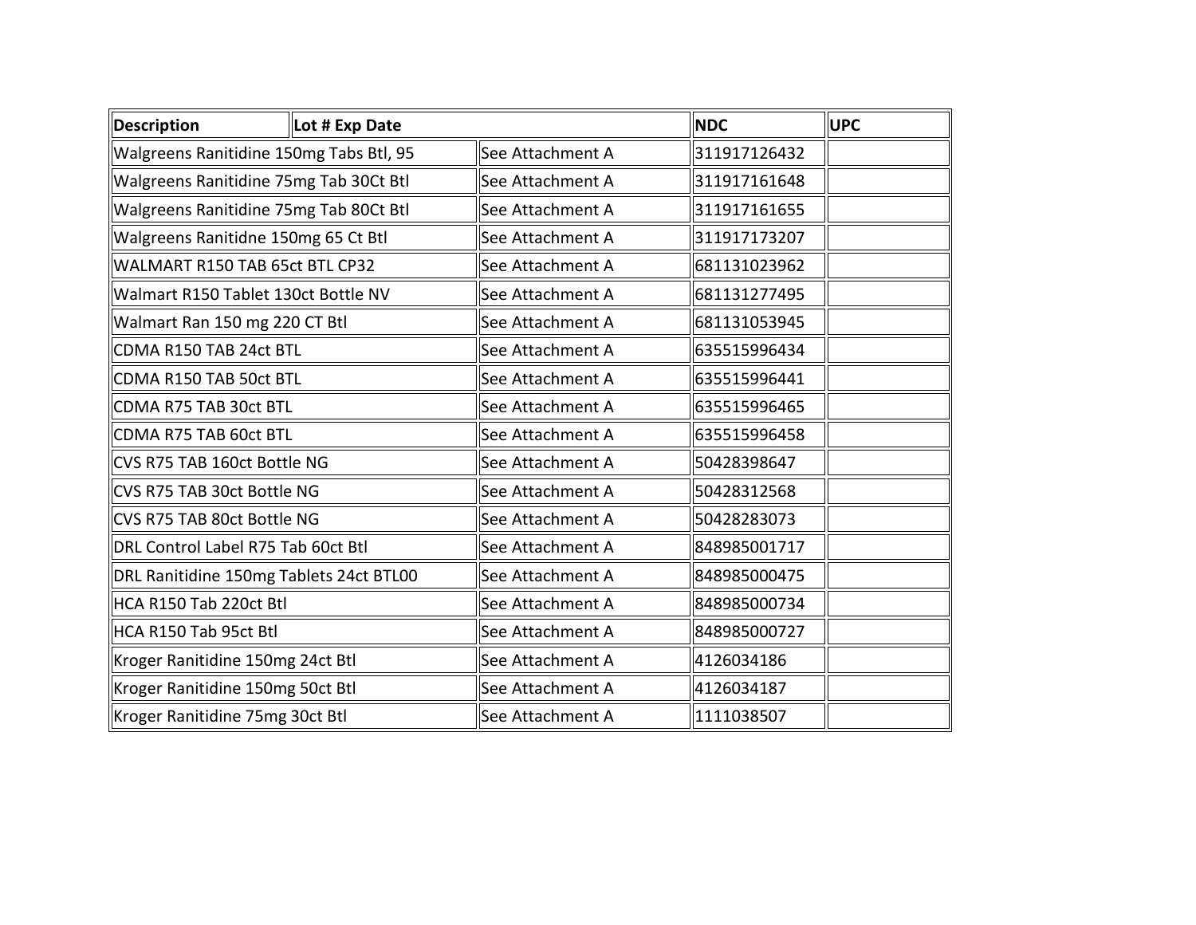| Description | Lot # Exp Date | NDC | UPC |
|---|---|---|---|
| Walgreens Ranitidine 150mg Tabs Btl, 95 | See Attachment A | 311917126432 | |
| Walgreens Ranitidine 75mg Tab 30Ct Btl | See Attachment A | 311917161648 | |
| Walgreens Ranitidine 75mg Tab 80Ct Btl | See Attachment A | 311917161655 | |
| Walgreens Ranitidne 150mg 65 Ct Btl | See Attachment A | 311917173207 | |
| WALMART R150 TAB 65ct BTL CP32 | See Attachment A | 681131023962 | |
| Walmart R150 Tablet 130ct Bottle NV | See Attachment A | 681131277495 | |
| Walmart Ran 150 mg 220 CT Btl | See Attachment A | 681131053945 | |
| CDMA R150 TAB 24ct BTL | See Attachment A | 635515996434 | |
| CDMA R150 TAB 50ct BTL | See Attachment A | 635515996441 | |
| CDMA R75 TAB 30ct BTL | See Attachment A | 635515996465 | |
| CDMA R75 TAB 60ct BTL | See Attachment A | 635515996458 | |
| CVS R75 TAB 160ct Bottle NG | See Attachment A | 50428398647 | |
| CVS R75 TAB 30ct Bottle NG | See Attachment A | 50428312568 | |
| CVS R75 TAB 80ct Bottle NG | See Attachment A | 50428283073 | |
| DRL Control Label R75 Tab 60ct Btl | See Attachment A | 848985001717 | |
| DRL Ranitidine 150mg Tablets 24ct BTL00 | See Attachment A | 848985000475 | |
| HCA R150 Tab 220ct Btl | See Attachment A | 848985000734 | |
| HCA R150 Tab 95ct Btl | See Attachment A | 848985000727 | |
| Kroger Ranitidine 150mg 24ct Btl | See Attachment A | 4126034186 | |
| Kroger Ranitidine 150mg 50ct Btl | See Attachment A | 4126034187 | |
| Kroger Ranitidine 75mg 30ct Btl | See Attachment A | 1111038507 | |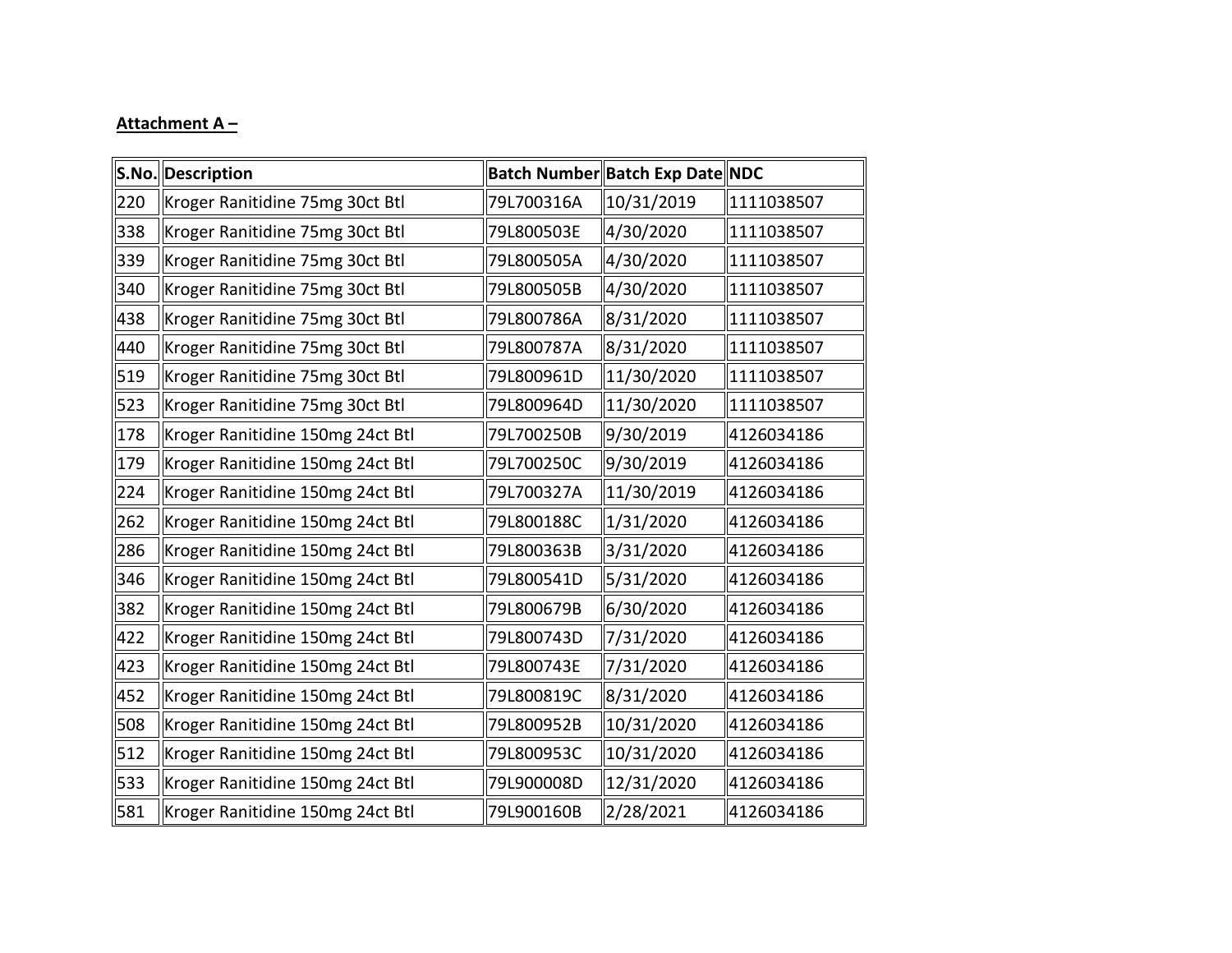**Attachment A –**

| S.No. | Description | Batch Number | Batch Exp Date | NDC |
|---|---|---|---|---|
| 220 | Kroger Ranitidine 75mg 30ct Btl | 79L700316A | 10/31/2019 | 1111038507 |
| 338 | Kroger Ranitidine 75mg 30ct Btl | 79L800503E | 4/30/2020 | 1111038507 |
| 339 | Kroger Ranitidine 75mg 30ct Btl | 79L800505A | 4/30/2020 | 1111038507 |
| 340 | Kroger Ranitidine 75mg 30ct Btl | 79L800505B | 4/30/2020 | 1111038507 |
| 438 | Kroger Ranitidine 75mg 30ct Btl | 79L800786A | 8/31/2020 | 1111038507 |
| 440 | Kroger Ranitidine 75mg 30ct Btl | 79L800787A | 8/31/2020 | 1111038507 |
| 519 | Kroger Ranitidine 75mg 30ct Btl | 79L800961D | 11/30/2020 | 1111038507 |
| 523 | Kroger Ranitidine 75mg 30ct Btl | 79L800964D | 11/30/2020 | 1111038507 |
| 178 | Kroger Ranitidine 150mg 24ct Btl | 79L700250B | 9/30/2019 | 4126034186 |
| 179 | Kroger Ranitidine 150mg 24ct Btl | 79L700250C | 9/30/2019 | 4126034186 |
| 224 | Kroger Ranitidine 150mg 24ct Btl | 79L700327A | 11/30/2019 | 4126034186 |
| 262 | Kroger Ranitidine 150mg 24ct Btl | 79L800188C | 1/31/2020 | 4126034186 |
| 286 | Kroger Ranitidine 150mg 24ct Btl | 79L800363B | 3/31/2020 | 4126034186 |
| 346 | Kroger Ranitidine 150mg 24ct Btl | 79L800541D | 5/31/2020 | 4126034186 |
| 382 | Kroger Ranitidine 150mg 24ct Btl | 79L800679B | 6/30/2020 | 4126034186 |
| 422 | Kroger Ranitidine 150mg 24ct Btl | 79L800743D | 7/31/2020 | 4126034186 |
| 423 | Kroger Ranitidine 150mg 24ct Btl | 79L800743E | 7/31/2020 | 4126034186 |
| 452 | Kroger Ranitidine 150mg 24ct Btl | 79L800819C | 8/31/2020 | 4126034186 |
| 508 | Kroger Ranitidine 150mg 24ct Btl | 79L800952B | 10/31/2020 | 4126034186 |
| 512 | Kroger Ranitidine 150mg 24ct Btl | 79L800953C | 10/31/2020 | 4126034186 |
| 533 | Kroger Ranitidine 150mg 24ct Btl | 79L900008D | 12/31/2020 | 4126034186 |
| 581 | Kroger Ranitidine 150mg 24ct Btl | 79L900160B | 2/28/2021 | 4126034186 |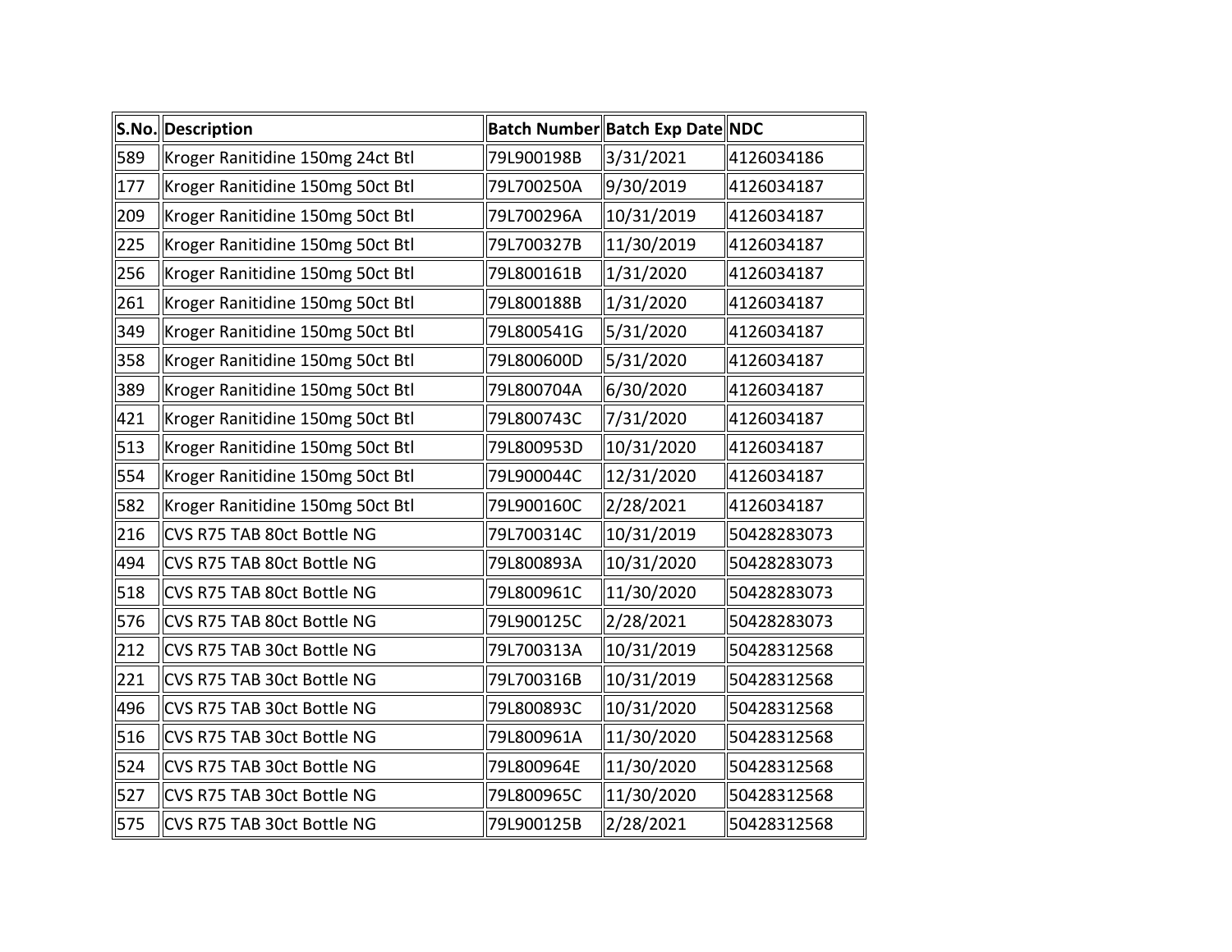| S.No. | Description | Batch Number | Batch Exp Date | NDC |
|---|---|---|---|---|
| 589 | Kroger Ranitidine 150mg 24ct Btl | 79L900198B | 3/31/2021 | 4126034186 |
| 177 | Kroger Ranitidine 150mg 50ct Btl | 79L700250A | 9/30/2019 | 4126034187 |
| 209 | Kroger Ranitidine 150mg 50ct Btl | 79L700296A | 10/31/2019 | 4126034187 |
| 225 | Kroger Ranitidine 150mg 50ct Btl | 79L700327B | 11/30/2019 | 4126034187 |
| 256 | Kroger Ranitidine 150mg 50ct Btl | 79L800161B | 1/31/2020 | 4126034187 |
| 261 | Kroger Ranitidine 150mg 50ct Btl | 79L800188B | 1/31/2020 | 4126034187 |
| 349 | Kroger Ranitidine 150mg 50ct Btl | 79L800541G | 5/31/2020 | 4126034187 |
| 358 | Kroger Ranitidine 150mg 50ct Btl | 79L800600D | 5/31/2020 | 4126034187 |
| 389 | Kroger Ranitidine 150mg 50ct Btl | 79L800704A | 6/30/2020 | 4126034187 |
| 421 | Kroger Ranitidine 150mg 50ct Btl | 79L800743C | 7/31/2020 | 4126034187 |
| 513 | Kroger Ranitidine 150mg 50ct Btl | 79L800953D | 10/31/2020 | 4126034187 |
| 554 | Kroger Ranitidine 150mg 50ct Btl | 79L900044C | 12/31/2020 | 4126034187 |
| 582 | Kroger Ranitidine 150mg 50ct Btl | 79L900160C | 2/28/2021 | 4126034187 |
| 216 | CVS R75 TAB 80ct Bottle NG | 79L700314C | 10/31/2019 | 50428283073 |
| 494 | CVS R75 TAB 80ct Bottle NG | 79L800893A | 10/31/2020 | 50428283073 |
| 518 | CVS R75 TAB 80ct Bottle NG | 79L800961C | 11/30/2020 | 50428283073 |
| 576 | CVS R75 TAB 80ct Bottle NG | 79L900125C | 2/28/2021 | 50428283073 |
| 212 | CVS R75 TAB 30ct Bottle NG | 79L700313A | 10/31/2019 | 50428312568 |
| 221 | CVS R75 TAB 30ct Bottle NG | 79L700316B | 10/31/2019 | 50428312568 |
| 496 | CVS R75 TAB 30ct Bottle NG | 79L800893C | 10/31/2020 | 50428312568 |
| 516 | CVS R75 TAB 30ct Bottle NG | 79L800961A | 11/30/2020 | 50428312568 |
| 524 | CVS R75 TAB 30ct Bottle NG | 79L800964E | 11/30/2020 | 50428312568 |
| 527 | CVS R75 TAB 30ct Bottle NG | 79L800965C | 11/30/2020 | 50428312568 |
| 575 | CVS R75 TAB 30ct Bottle NG | 79L900125B | 2/28/2021 | 50428312568 |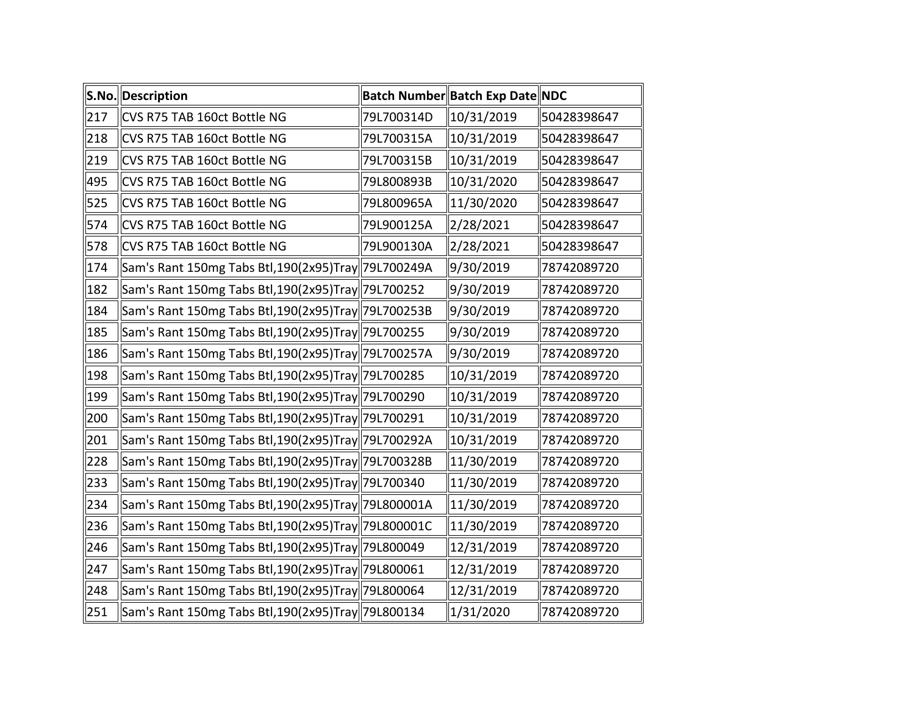| S.No. | Description | Batch Number | Batch Exp Date | NDC |
|---|---|---|---|---|
| 217 | CVS R75 TAB 160ct Bottle NG | 79L700314D | 10/31/2019 | 50428398647 |
| 218 | CVS R75 TAB 160ct Bottle NG | 79L700315A | 10/31/2019 | 50428398647 |
| 219 | CVS R75 TAB 160ct Bottle NG | 79L700315B | 10/31/2019 | 50428398647 |
| 495 | CVS R75 TAB 160ct Bottle NG | 79L800893B | 10/31/2020 | 50428398647 |
| 525 | CVS R75 TAB 160ct Bottle NG | 79L800965A | 11/30/2020 | 50428398647 |
| 574 | CVS R75 TAB 160ct Bottle NG | 79L900125A | 2/28/2021 | 50428398647 |
| 578 | CVS R75 TAB 160ct Bottle NG | 79L900130A | 2/28/2021 | 50428398647 |
| 174 | Sam's Rant 150mg Tabs Btl,190(2x95)Tray | 79L700249A | 9/30/2019 | 78742089720 |
| 182 | Sam's Rant 150mg Tabs Btl,190(2x95)Tray | 79L700252 | 9/30/2019 | 78742089720 |
| 184 | Sam's Rant 150mg Tabs Btl,190(2x95)Tray | 79L700253B | 9/30/2019 | 78742089720 |
| 185 | Sam's Rant 150mg Tabs Btl,190(2x95)Tray | 79L700255 | 9/30/2019 | 78742089720 |
| 186 | Sam's Rant 150mg Tabs Btl,190(2x95)Tray | 79L700257A | 9/30/2019 | 78742089720 |
| 198 | Sam's Rant 150mg Tabs Btl,190(2x95)Tray | 79L700285 | 10/31/2019 | 78742089720 |
| 199 | Sam's Rant 150mg Tabs Btl,190(2x95)Tray | 79L700290 | 10/31/2019 | 78742089720 |
| 200 | Sam's Rant 150mg Tabs Btl,190(2x95)Tray | 79L700291 | 10/31/2019 | 78742089720 |
| 201 | Sam's Rant 150mg Tabs Btl,190(2x95)Tray | 79L700292A | 10/31/2019 | 78742089720 |
| 228 | Sam's Rant 150mg Tabs Btl,190(2x95)Tray | 79L700328B | 11/30/2019 | 78742089720 |
| 233 | Sam's Rant 150mg Tabs Btl,190(2x95)Tray | 79L700340 | 11/30/2019 | 78742089720 |
| 234 | Sam's Rant 150mg Tabs Btl,190(2x95)Tray | 79L800001A | 11/30/2019 | 78742089720 |
| 236 | Sam's Rant 150mg Tabs Btl,190(2x95)Tray | 79L800001C | 11/30/2019 | 78742089720 |
| 246 | Sam's Rant 150mg Tabs Btl,190(2x95)Tray | 79L800049 | 12/31/2019 | 78742089720 |
| 247 | Sam's Rant 150mg Tabs Btl,190(2x95)Tray | 79L800061 | 12/31/2019 | 78742089720 |
| 248 | Sam's Rant 150mg Tabs Btl,190(2x95)Tray | 79L800064 | 12/31/2019 | 78742089720 |
| 251 | Sam's Rant 150mg Tabs Btl,190(2x95)Tray | 79L800134 | 1/31/2020 | 78742089720 |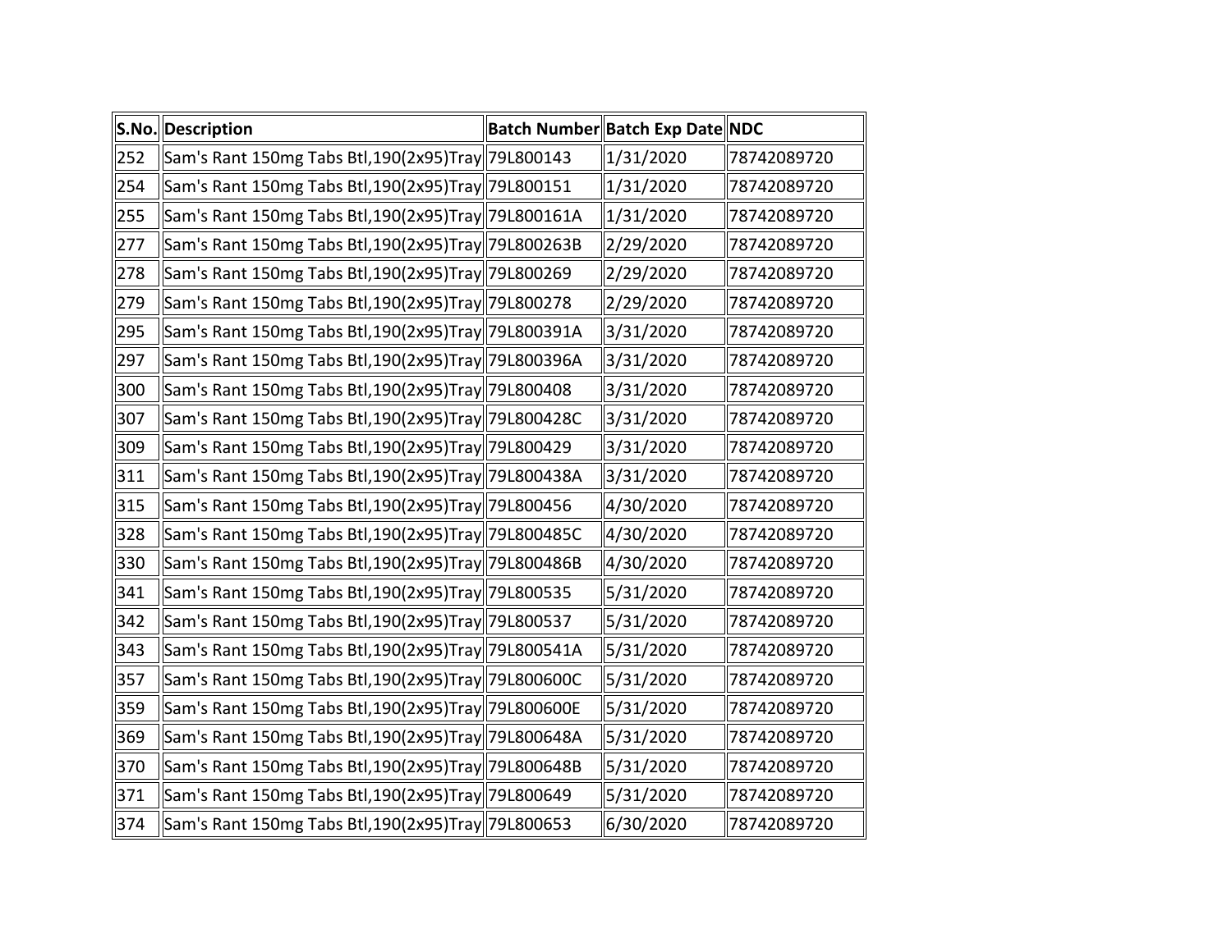| S.No. | Description | Batch Number | Batch Exp Date | NDC |
|---|---|---|---|---|
| 252 | Sam's Rant 150mg Tabs Btl,190(2x95)Tray | 79L800143 | 1/31/2020 | 78742089720 |
| 254 | Sam's Rant 150mg Tabs Btl,190(2x95)Tray | 79L800151 | 1/31/2020 | 78742089720 |
| 255 | Sam's Rant 150mg Tabs Btl,190(2x95)Tray | 79L800161A | 1/31/2020 | 78742089720 |
| 277 | Sam's Rant 150mg Tabs Btl,190(2x95)Tray | 79L800263B | 2/29/2020 | 78742089720 |
| 278 | Sam's Rant 150mg Tabs Btl,190(2x95)Tray | 79L800269 | 2/29/2020 | 78742089720 |
| 279 | Sam's Rant 150mg Tabs Btl,190(2x95)Tray | 79L800278 | 2/29/2020 | 78742089720 |
| 295 | Sam's Rant 150mg Tabs Btl,190(2x95)Tray | 79L800391A | 3/31/2020 | 78742089720 |
| 297 | Sam's Rant 150mg Tabs Btl,190(2x95)Tray | 79L800396A | 3/31/2020 | 78742089720 |
| 300 | Sam's Rant 150mg Tabs Btl,190(2x95)Tray | 79L800408 | 3/31/2020 | 78742089720 |
| 307 | Sam's Rant 150mg Tabs Btl,190(2x95)Tray | 79L800428C | 3/31/2020 | 78742089720 |
| 309 | Sam's Rant 150mg Tabs Btl,190(2x95)Tray | 79L800429 | 3/31/2020 | 78742089720 |
| 311 | Sam's Rant 150mg Tabs Btl,190(2x95)Tray | 79L800438A | 3/31/2020 | 78742089720 |
| 315 | Sam's Rant 150mg Tabs Btl,190(2x95)Tray | 79L800456 | 4/30/2020 | 78742089720 |
| 328 | Sam's Rant 150mg Tabs Btl,190(2x95)Tray | 79L800485C | 4/30/2020 | 78742089720 |
| 330 | Sam's Rant 150mg Tabs Btl,190(2x95)Tray | 79L800486B | 4/30/2020 | 78742089720 |
| 341 | Sam's Rant 150mg Tabs Btl,190(2x95)Tray | 79L800535 | 5/31/2020 | 78742089720 |
| 342 | Sam's Rant 150mg Tabs Btl,190(2x95)Tray | 79L800537 | 5/31/2020 | 78742089720 |
| 343 | Sam's Rant 150mg Tabs Btl,190(2x95)Tray | 79L800541A | 5/31/2020 | 78742089720 |
| 357 | Sam's Rant 150mg Tabs Btl,190(2x95)Tray | 79L800600C | 5/31/2020 | 78742089720 |
| 359 | Sam's Rant 150mg Tabs Btl,190(2x95)Tray | 79L800600E | 5/31/2020 | 78742089720 |
| 369 | Sam's Rant 150mg Tabs Btl,190(2x95)Tray | 79L800648A | 5/31/2020 | 78742089720 |
| 370 | Sam's Rant 150mg Tabs Btl,190(2x95)Tray | 79L800648B | 5/31/2020 | 78742089720 |
| 371 | Sam's Rant 150mg Tabs Btl,190(2x95)Tray | 79L800649 | 5/31/2020 | 78742089720 |
| 374 | Sam's Rant 150mg Tabs Btl,190(2x95)Tray | 79L800653 | 6/30/2020 | 78742089720 |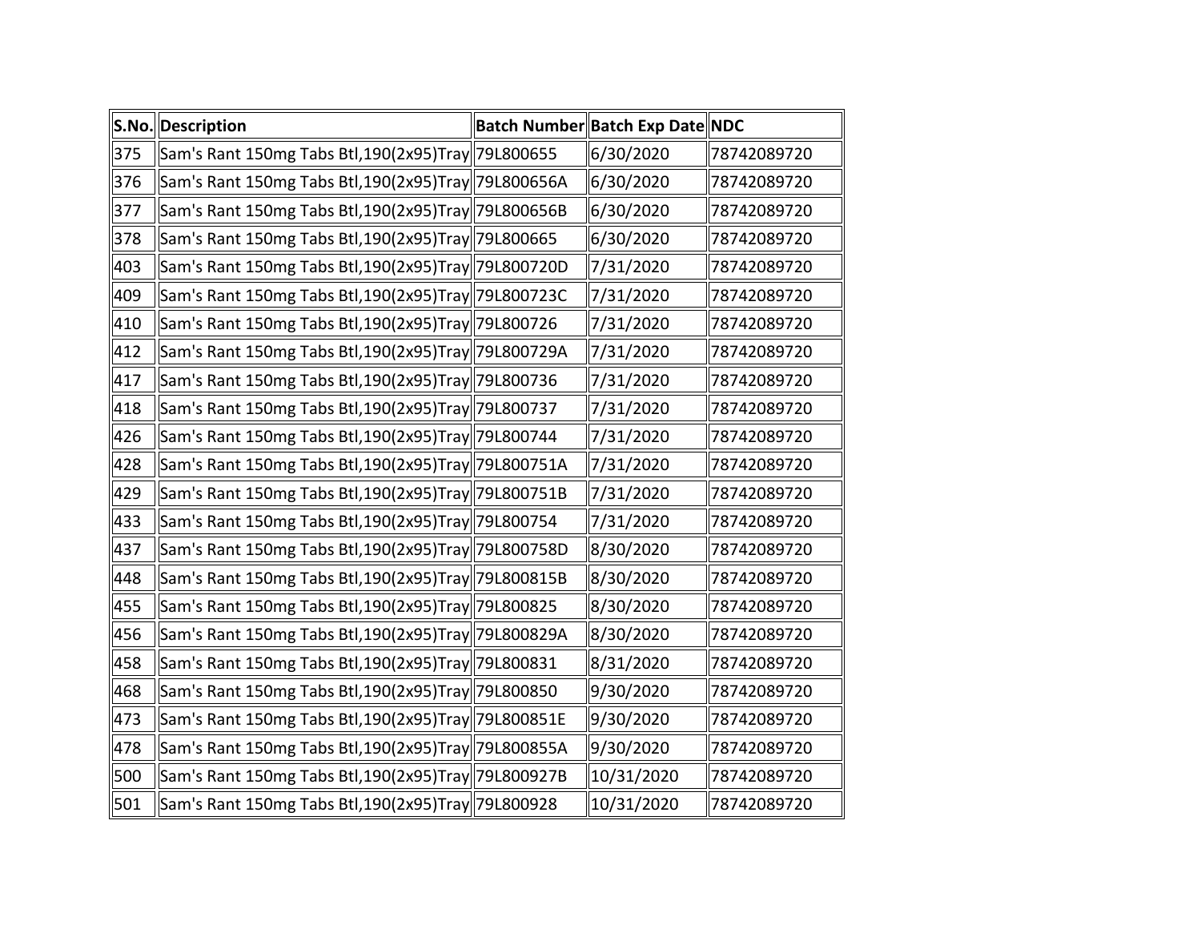| S.No. | Description | Batch Number | Batch Exp Date | NDC |
|---|---|---|---|---|
| 375 | Sam's Rant 150mg Tabs Btl,190(2x95)Tray | 79L800655 | 6/30/2020 | 78742089720 |
| 376 | Sam's Rant 150mg Tabs Btl,190(2x95)Tray | 79L800656A | 6/30/2020 | 78742089720 |
| 377 | Sam's Rant 150mg Tabs Btl,190(2x95)Tray | 79L800656B | 6/30/2020 | 78742089720 |
| 378 | Sam's Rant 150mg Tabs Btl,190(2x95)Tray | 79L800665 | 6/30/2020 | 78742089720 |
| 403 | Sam's Rant 150mg Tabs Btl,190(2x95)Tray | 79L800720D | 7/31/2020 | 78742089720 |
| 409 | Sam's Rant 150mg Tabs Btl,190(2x95)Tray | 79L800723C | 7/31/2020 | 78742089720 |
| 410 | Sam's Rant 150mg Tabs Btl,190(2x95)Tray | 79L800726 | 7/31/2020 | 78742089720 |
| 412 | Sam's Rant 150mg Tabs Btl,190(2x95)Tray | 79L800729A | 7/31/2020 | 78742089720 |
| 417 | Sam's Rant 150mg Tabs Btl,190(2x95)Tray | 79L800736 | 7/31/2020 | 78742089720 |
| 418 | Sam's Rant 150mg Tabs Btl,190(2x95)Tray | 79L800737 | 7/31/2020 | 78742089720 |
| 426 | Sam's Rant 150mg Tabs Btl,190(2x95)Tray | 79L800744 | 7/31/2020 | 78742089720 |
| 428 | Sam's Rant 150mg Tabs Btl,190(2x95)Tray | 79L800751A | 7/31/2020 | 78742089720 |
| 429 | Sam's Rant 150mg Tabs Btl,190(2x95)Tray | 79L800751B | 7/31/2020 | 78742089720 |
| 433 | Sam's Rant 150mg Tabs Btl,190(2x95)Tray | 79L800754 | 7/31/2020 | 78742089720 |
| 437 | Sam's Rant 150mg Tabs Btl,190(2x95)Tray | 79L800758D | 8/30/2020 | 78742089720 |
| 448 | Sam's Rant 150mg Tabs Btl,190(2x95)Tray | 79L800815B | 8/30/2020 | 78742089720 |
| 455 | Sam's Rant 150mg Tabs Btl,190(2x95)Tray | 79L800825 | 8/30/2020 | 78742089720 |
| 456 | Sam's Rant 150mg Tabs Btl,190(2x95)Tray | 79L800829A | 8/30/2020 | 78742089720 |
| 458 | Sam's Rant 150mg Tabs Btl,190(2x95)Tray | 79L800831 | 8/31/2020 | 78742089720 |
| 468 | Sam's Rant 150mg Tabs Btl,190(2x95)Tray | 79L800850 | 9/30/2020 | 78742089720 |
| 473 | Sam's Rant 150mg Tabs Btl,190(2x95)Tray | 79L800851E | 9/30/2020 | 78742089720 |
| 478 | Sam's Rant 150mg Tabs Btl,190(2x95)Tray | 79L800855A | 9/30/2020 | 78742089720 |
| 500 | Sam's Rant 150mg Tabs Btl,190(2x95)Tray | 79L800927B | 10/31/2020 | 78742089720 |
| 501 | Sam's Rant 150mg Tabs Btl,190(2x95)Tray | 79L800928 | 10/31/2020 | 78742089720 |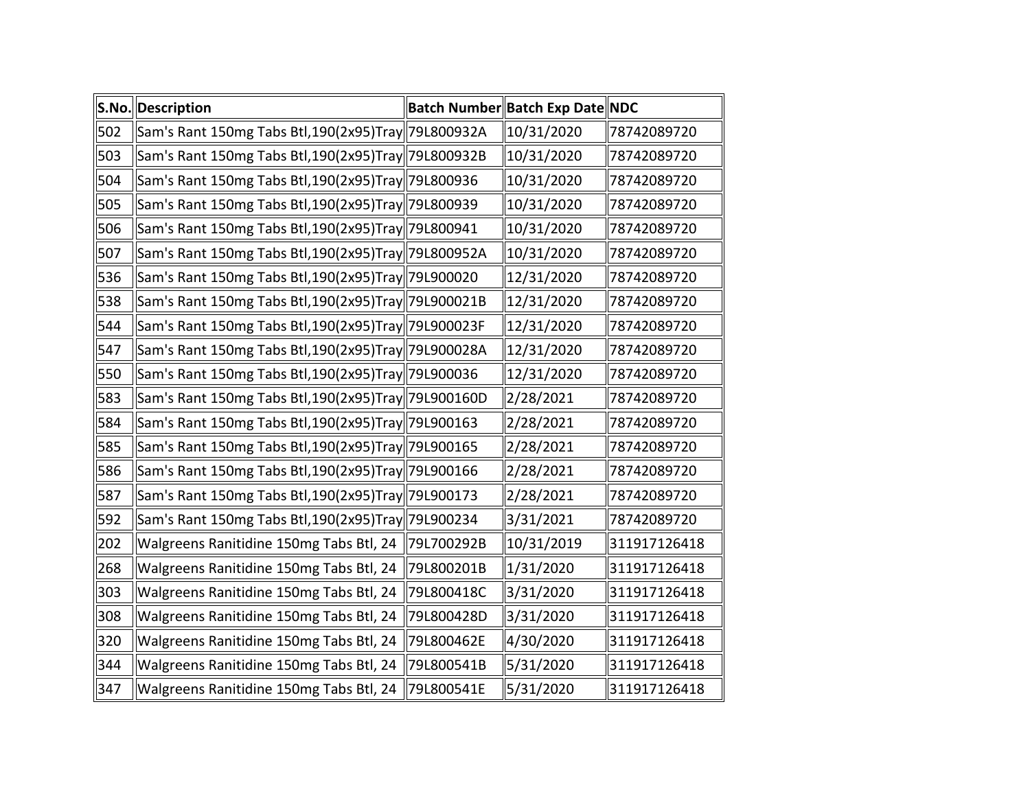| S.No. | Description | Batch Number | Batch Exp Date | NDC |
|---|---|---|---|---|
| 502 | Sam's Rant 150mg Tabs Btl,190(2x95)Tray | 79L800932A | 10/31/2020 | 78742089720 |
| 503 | Sam's Rant 150mg Tabs Btl,190(2x95)Tray | 79L800932B | 10/31/2020 | 78742089720 |
| 504 | Sam's Rant 150mg Tabs Btl,190(2x95)Tray | 79L800936 | 10/31/2020 | 78742089720 |
| 505 | Sam's Rant 150mg Tabs Btl,190(2x95)Tray | 79L800939 | 10/31/2020 | 78742089720 |
| 506 | Sam's Rant 150mg Tabs Btl,190(2x95)Tray | 79L800941 | 10/31/2020 | 78742089720 |
| 507 | Sam's Rant 150mg Tabs Btl,190(2x95)Tray | 79L800952A | 10/31/2020 | 78742089720 |
| 536 | Sam's Rant 150mg Tabs Btl,190(2x95)Tray | 79L900020 | 12/31/2020 | 78742089720 |
| 538 | Sam's Rant 150mg Tabs Btl,190(2x95)Tray | 79L900021B | 12/31/2020 | 78742089720 |
| 544 | Sam's Rant 150mg Tabs Btl,190(2x95)Tray | 79L900023F | 12/31/2020 | 78742089720 |
| 547 | Sam's Rant 150mg Tabs Btl,190(2x95)Tray | 79L900028A | 12/31/2020 | 78742089720 |
| 550 | Sam's Rant 150mg Tabs Btl,190(2x95)Tray | 79L900036 | 12/31/2020 | 78742089720 |
| 583 | Sam's Rant 150mg Tabs Btl,190(2x95)Tray | 79L900160D | 2/28/2021 | 78742089720 |
| 584 | Sam's Rant 150mg Tabs Btl,190(2x95)Tray | 79L900163 | 2/28/2021 | 78742089720 |
| 585 | Sam's Rant 150mg Tabs Btl,190(2x95)Tray | 79L900165 | 2/28/2021 | 78742089720 |
| 586 | Sam's Rant 150mg Tabs Btl,190(2x95)Tray | 79L900166 | 2/28/2021 | 78742089720 |
| 587 | Sam's Rant 150mg Tabs Btl,190(2x95)Tray | 79L900173 | 2/28/2021 | 78742089720 |
| 592 | Sam's Rant 150mg Tabs Btl,190(2x95)Tray | 79L900234 | 3/31/2021 | 78742089720 |
| 202 | Walgreens Ranitidine 150mg Tabs Btl, 24 | 79L700292B | 10/31/2019 | 311917126418 |
| 268 | Walgreens Ranitidine 150mg Tabs Btl, 24 | 79L800201B | 1/31/2020 | 311917126418 |
| 303 | Walgreens Ranitidine 150mg Tabs Btl, 24 | 79L800418C | 3/31/2020 | 311917126418 |
| 308 | Walgreens Ranitidine 150mg Tabs Btl, 24 | 79L800428D | 3/31/2020 | 311917126418 |
| 320 | Walgreens Ranitidine 150mg Tabs Btl, 24 | 79L800462E | 4/30/2020 | 311917126418 |
| 344 | Walgreens Ranitidine 150mg Tabs Btl, 24 | 79L800541B | 5/31/2020 | 311917126418 |
| 347 | Walgreens Ranitidine 150mg Tabs Btl, 24 | 79L800541E | 5/31/2020 | 311917126418 |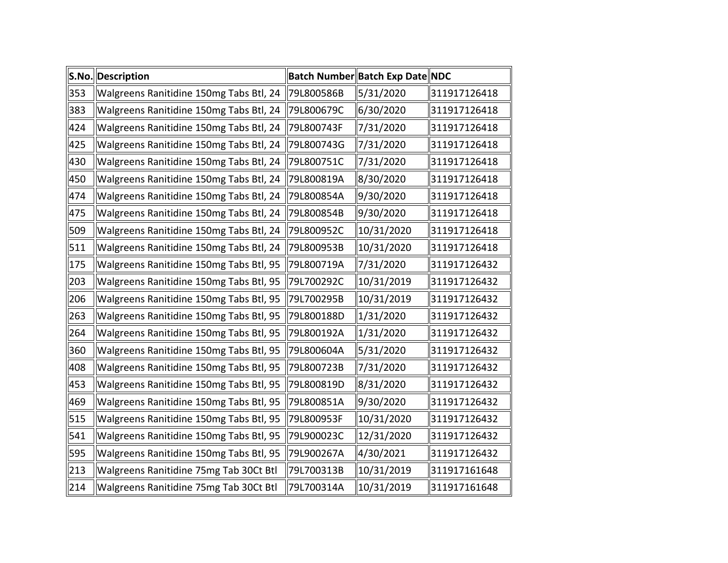| S.No. | Description | Batch Number | Batch Exp Date | NDC |
| --- | --- | --- | --- | --- |
| 353 | Walgreens Ranitidine 150mg Tabs Btl, 24 | 79L800586B | 5/31/2020 | 311917126418 |
| 383 | Walgreens Ranitidine 150mg Tabs Btl, 24 | 79L800679C | 6/30/2020 | 311917126418 |
| 424 | Walgreens Ranitidine 150mg Tabs Btl, 24 | 79L800743F | 7/31/2020 | 311917126418 |
| 425 | Walgreens Ranitidine 150mg Tabs Btl, 24 | 79L800743G | 7/31/2020 | 311917126418 |
| 430 | Walgreens Ranitidine 150mg Tabs Btl, 24 | 79L800751C | 7/31/2020 | 311917126418 |
| 450 | Walgreens Ranitidine 150mg Tabs Btl, 24 | 79L800819A | 8/30/2020 | 311917126418 |
| 474 | Walgreens Ranitidine 150mg Tabs Btl, 24 | 79L800854A | 9/30/2020 | 311917126418 |
| 475 | Walgreens Ranitidine 150mg Tabs Btl, 24 | 79L800854B | 9/30/2020 | 311917126418 |
| 509 | Walgreens Ranitidine 150mg Tabs Btl, 24 | 79L800952C | 10/31/2020 | 311917126418 |
| 511 | Walgreens Ranitidine 150mg Tabs Btl, 24 | 79L800953B | 10/31/2020 | 311917126418 |
| 175 | Walgreens Ranitidine 150mg Tabs Btl, 95 | 79L800719A | 7/31/2020 | 311917126432 |
| 203 | Walgreens Ranitidine 150mg Tabs Btl, 95 | 79L700292C | 10/31/2019 | 311917126432 |
| 206 | Walgreens Ranitidine 150mg Tabs Btl, 95 | 79L700295B | 10/31/2019 | 311917126432 |
| 263 | Walgreens Ranitidine 150mg Tabs Btl, 95 | 79L800188D | 1/31/2020 | 311917126432 |
| 264 | Walgreens Ranitidine 150mg Tabs Btl, 95 | 79L800192A | 1/31/2020 | 311917126432 |
| 360 | Walgreens Ranitidine 150mg Tabs Btl, 95 | 79L800604A | 5/31/2020 | 311917126432 |
| 408 | Walgreens Ranitidine 150mg Tabs Btl, 95 | 79L800723B | 7/31/2020 | 311917126432 |
| 453 | Walgreens Ranitidine 150mg Tabs Btl, 95 | 79L800819D | 8/31/2020 | 311917126432 |
| 469 | Walgreens Ranitidine 150mg Tabs Btl, 95 | 79L800851A | 9/30/2020 | 311917126432 |
| 515 | Walgreens Ranitidine 150mg Tabs Btl, 95 | 79L800953F | 10/31/2020 | 311917126432 |
| 541 | Walgreens Ranitidine 150mg Tabs Btl, 95 | 79L900023C | 12/31/2020 | 311917126432 |
| 595 | Walgreens Ranitidine 150mg Tabs Btl, 95 | 79L900267A | 4/30/2021 | 311917126432 |
| 213 | Walgreens Ranitidine 75mg Tab 30Ct Btl | 79L700313B | 10/31/2019 | 311917161648 |
| 214 | Walgreens Ranitidine 75mg Tab 30Ct Btl | 79L700314A | 10/31/2019 | 311917161648 |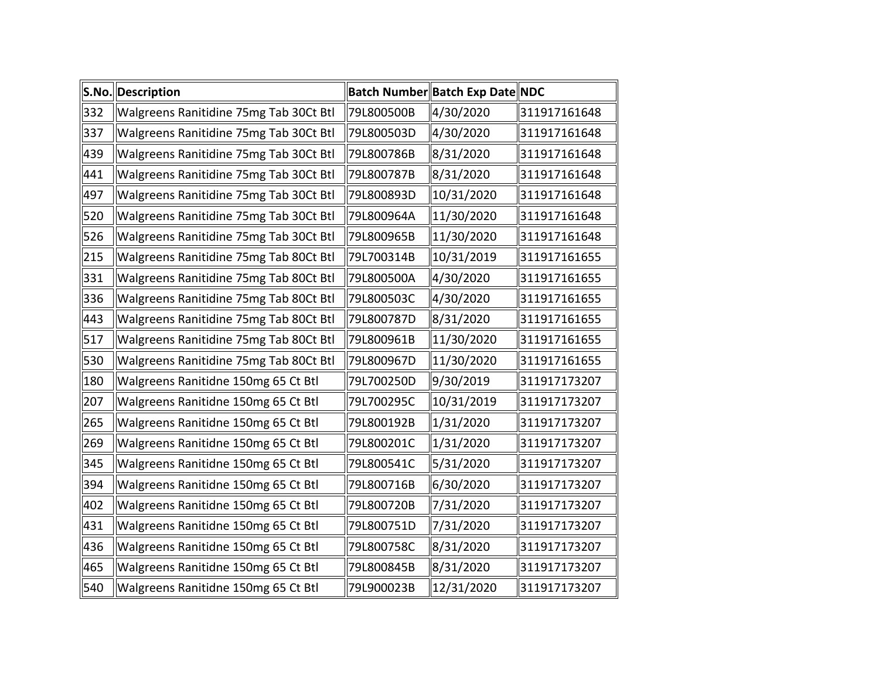| S.No. | Description | Batch Number | Batch Exp Date | NDC |
| --- | --- | --- | --- | --- |
| 332 | Walgreens Ranitidine 75mg Tab 30Ct Btl | 79L800500B | 4/30/2020 | 311917161648 |
| 337 | Walgreens Ranitidine 75mg Tab 30Ct Btl | 79L800503D | 4/30/2020 | 311917161648 |
| 439 | Walgreens Ranitidine 75mg Tab 30Ct Btl | 79L800786B | 8/31/2020 | 311917161648 |
| 441 | Walgreens Ranitidine 75mg Tab 30Ct Btl | 79L800787B | 8/31/2020 | 311917161648 |
| 497 | Walgreens Ranitidine 75mg Tab 30Ct Btl | 79L800893D | 10/31/2020 | 311917161648 |
| 520 | Walgreens Ranitidine 75mg Tab 30Ct Btl | 79L800964A | 11/30/2020 | 311917161648 |
| 526 | Walgreens Ranitidine 75mg Tab 30Ct Btl | 79L800965B | 11/30/2020 | 311917161648 |
| 215 | Walgreens Ranitidine 75mg Tab 80Ct Btl | 79L700314B | 10/31/2019 | 311917161655 |
| 331 | Walgreens Ranitidine 75mg Tab 80Ct Btl | 79L800500A | 4/30/2020 | 311917161655 |
| 336 | Walgreens Ranitidine 75mg Tab 80Ct Btl | 79L800503C | 4/30/2020 | 311917161655 |
| 443 | Walgreens Ranitidine 75mg Tab 80Ct Btl | 79L800787D | 8/31/2020 | 311917161655 |
| 517 | Walgreens Ranitidine 75mg Tab 80Ct Btl | 79L800961B | 11/30/2020 | 311917161655 |
| 530 | Walgreens Ranitidine 75mg Tab 80Ct Btl | 79L800967D | 11/30/2020 | 311917161655 |
| 180 | Walgreens Ranitidne 150mg 65 Ct Btl | 79L700250D | 9/30/2019 | 311917173207 |
| 207 | Walgreens Ranitidne 150mg 65 Ct Btl | 79L700295C | 10/31/2019 | 311917173207 |
| 265 | Walgreens Ranitidne 150mg 65 Ct Btl | 79L800192B | 1/31/2020 | 311917173207 |
| 269 | Walgreens Ranitidne 150mg 65 Ct Btl | 79L800201C | 1/31/2020 | 311917173207 |
| 345 | Walgreens Ranitidne 150mg 65 Ct Btl | 79L800541C | 5/31/2020 | 311917173207 |
| 394 | Walgreens Ranitidne 150mg 65 Ct Btl | 79L800716B | 6/30/2020 | 311917173207 |
| 402 | Walgreens Ranitidne 150mg 65 Ct Btl | 79L800720B | 7/31/2020 | 311917173207 |
| 431 | Walgreens Ranitidne 150mg 65 Ct Btl | 79L800751D | 7/31/2020 | 311917173207 |
| 436 | Walgreens Ranitidne 150mg 65 Ct Btl | 79L800758C | 8/31/2020 | 311917173207 |
| 465 | Walgreens Ranitidne 150mg 65 Ct Btl | 79L800845B | 8/31/2020 | 311917173207 |
| 540 | Walgreens Ranitidne 150mg 65 Ct Btl | 79L900023B | 12/31/2020 | 311917173207 |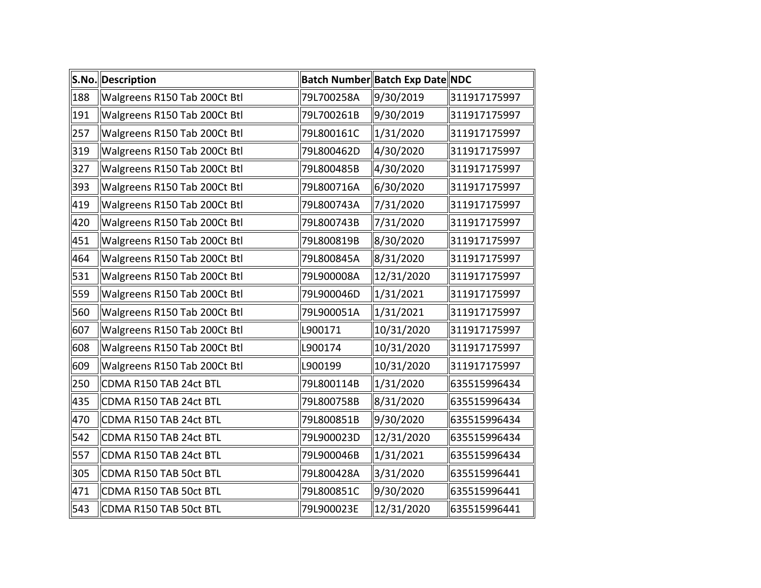| S.No. | Description | Batch Number | Batch Exp Date | NDC |
|---|---|---|---|---|
| 188 | Walgreens R150 Tab 200Ct Btl | 79L700258A | 9/30/2019 | 311917175997 |
| 191 | Walgreens R150 Tab 200Ct Btl | 79L700261B | 9/30/2019 | 311917175997 |
| 257 | Walgreens R150 Tab 200Ct Btl | 79L800161C | 1/31/2020 | 311917175997 |
| 319 | Walgreens R150 Tab 200Ct Btl | 79L800462D | 4/30/2020 | 311917175997 |
| 327 | Walgreens R150 Tab 200Ct Btl | 79L800485B | 4/30/2020 | 311917175997 |
| 393 | Walgreens R150 Tab 200Ct Btl | 79L800716A | 6/30/2020 | 311917175997 |
| 419 | Walgreens R150 Tab 200Ct Btl | 79L800743A | 7/31/2020 | 311917175997 |
| 420 | Walgreens R150 Tab 200Ct Btl | 79L800743B | 7/31/2020 | 311917175997 |
| 451 | Walgreens R150 Tab 200Ct Btl | 79L800819B | 8/30/2020 | 311917175997 |
| 464 | Walgreens R150 Tab 200Ct Btl | 79L800845A | 8/31/2020 | 311917175997 |
| 531 | Walgreens R150 Tab 200Ct Btl | 79L900008A | 12/31/2020 | 311917175997 |
| 559 | Walgreens R150 Tab 200Ct Btl | 79L900046D | 1/31/2021 | 311917175997 |
| 560 | Walgreens R150 Tab 200Ct Btl | 79L900051A | 1/31/2021 | 311917175997 |
| 607 | Walgreens R150 Tab 200Ct Btl | L900171 | 10/31/2020 | 311917175997 |
| 608 | Walgreens R150 Tab 200Ct Btl | L900174 | 10/31/2020 | 311917175997 |
| 609 | Walgreens R150 Tab 200Ct Btl | L900199 | 10/31/2020 | 311917175997 |
| 250 | CDMA R150 TAB 24ct BTL | 79L800114B | 1/31/2020 | 635515996434 |
| 435 | CDMA R150 TAB 24ct BTL | 79L800758B | 8/31/2020 | 635515996434 |
| 470 | CDMA R150 TAB 24ct BTL | 79L800851B | 9/30/2020 | 635515996434 |
| 542 | CDMA R150 TAB 24ct BTL | 79L900023D | 12/31/2020 | 635515996434 |
| 557 | CDMA R150 TAB 24ct BTL | 79L900046B | 1/31/2021 | 635515996434 |
| 305 | CDMA R150 TAB 50ct BTL | 79L800428A | 3/31/2020 | 635515996441 |
| 471 | CDMA R150 TAB 50ct BTL | 79L800851C | 9/30/2020 | 635515996441 |
| 543 | CDMA R150 TAB 50ct BTL | 79L900023E | 12/31/2020 | 635515996441 |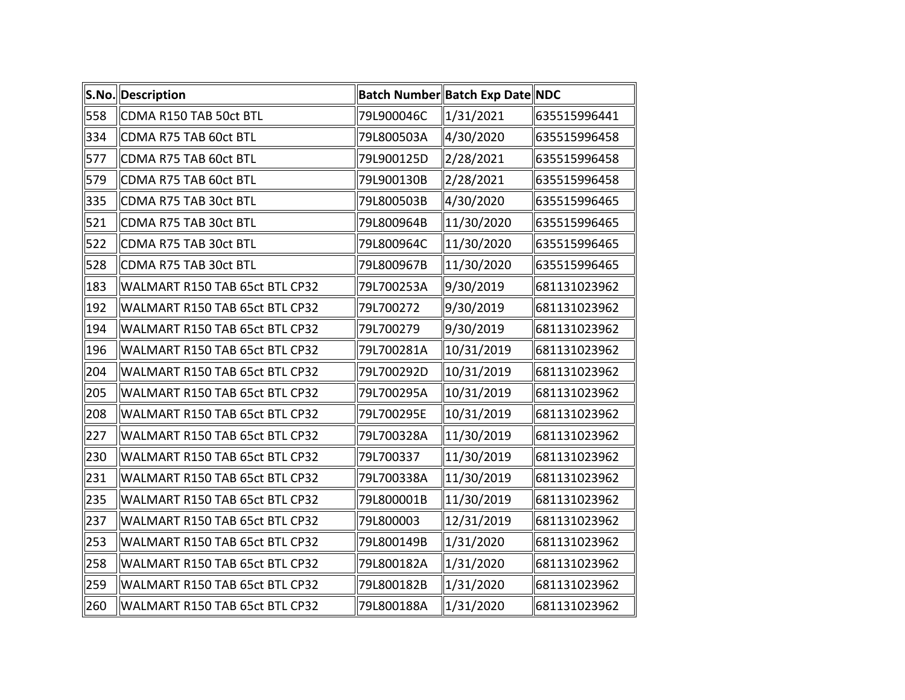| S.No. | Description | Batch Number | Batch Exp Date | NDC |
|---|---|---|---|---|
| 558 | CDMA R150 TAB 50ct BTL | 79L900046C | 1/31/2021 | 635515996441 |
| 334 | CDMA R75 TAB 60ct BTL | 79L800503A | 4/30/2020 | 635515996458 |
| 577 | CDMA R75 TAB 60ct BTL | 79L900125D | 2/28/2021 | 635515996458 |
| 579 | CDMA R75 TAB 60ct BTL | 79L900130B | 2/28/2021 | 635515996458 |
| 335 | CDMA R75 TAB 30ct BTL | 79L800503B | 4/30/2020 | 635515996465 |
| 521 | CDMA R75 TAB 30ct BTL | 79L800964B | 11/30/2020 | 635515996465 |
| 522 | CDMA R75 TAB 30ct BTL | 79L800964C | 11/30/2020 | 635515996465 |
| 528 | CDMA R75 TAB 30ct BTL | 79L800967B | 11/30/2020 | 635515996465 |
| 183 | WALMART R150 TAB 65ct BTL CP32 | 79L700253A | 9/30/2019 | 681131023962 |
| 192 | WALMART R150 TAB 65ct BTL CP32 | 79L700272 | 9/30/2019 | 681131023962 |
| 194 | WALMART R150 TAB 65ct BTL CP32 | 79L700279 | 9/30/2019 | 681131023962 |
| 196 | WALMART R150 TAB 65ct BTL CP32 | 79L700281A | 10/31/2019 | 681131023962 |
| 204 | WALMART R150 TAB 65ct BTL CP32 | 79L700292D | 10/31/2019 | 681131023962 |
| 205 | WALMART R150 TAB 65ct BTL CP32 | 79L700295A | 10/31/2019 | 681131023962 |
| 208 | WALMART R150 TAB 65ct BTL CP32 | 79L700295E | 10/31/2019 | 681131023962 |
| 227 | WALMART R150 TAB 65ct BTL CP32 | 79L700328A | 11/30/2019 | 681131023962 |
| 230 | WALMART R150 TAB 65ct BTL CP32 | 79L700337 | 11/30/2019 | 681131023962 |
| 231 | WALMART R150 TAB 65ct BTL CP32 | 79L700338A | 11/30/2019 | 681131023962 |
| 235 | WALMART R150 TAB 65ct BTL CP32 | 79L800001B | 11/30/2019 | 681131023962 |
| 237 | WALMART R150 TAB 65ct BTL CP32 | 79L800003 | 12/31/2019 | 681131023962 |
| 253 | WALMART R150 TAB 65ct BTL CP32 | 79L800149B | 1/31/2020 | 681131023962 |
| 258 | WALMART R150 TAB 65ct BTL CP32 | 79L800182A | 1/31/2020 | 681131023962 |
| 259 | WALMART R150 TAB 65ct BTL CP32 | 79L800182B | 1/31/2020 | 681131023962 |
| 260 | WALMART R150 TAB 65ct BTL CP32 | 79L800188A | 1/31/2020 | 681131023962 |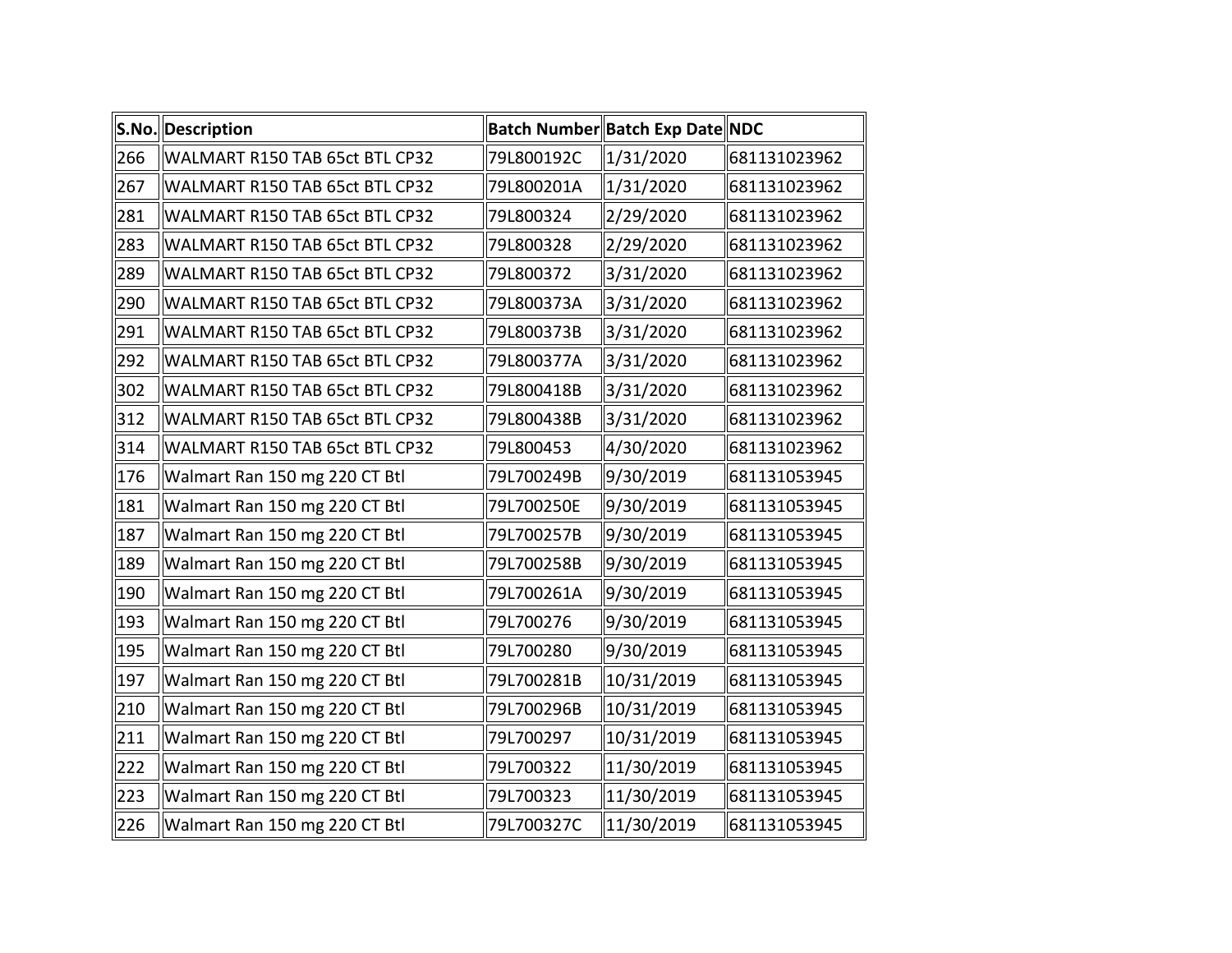| S.No. | Description | Batch Number | Batch Exp Date | NDC |
|---|---|---|---|---|
| 266 | WALMART R150 TAB 65ct BTL CP32 | 79L800192C | 1/31/2020 | 681131023962 |
| 267 | WALMART R150 TAB 65ct BTL CP32 | 79L800201A | 1/31/2020 | 681131023962 |
| 281 | WALMART R150 TAB 65ct BTL CP32 | 79L800324 | 2/29/2020 | 681131023962 |
| 283 | WALMART R150 TAB 65ct BTL CP32 | 79L800328 | 2/29/2020 | 681131023962 |
| 289 | WALMART R150 TAB 65ct BTL CP32 | 79L800372 | 3/31/2020 | 681131023962 |
| 290 | WALMART R150 TAB 65ct BTL CP32 | 79L800373A | 3/31/2020 | 681131023962 |
| 291 | WALMART R150 TAB 65ct BTL CP32 | 79L800373B | 3/31/2020 | 681131023962 |
| 292 | WALMART R150 TAB 65ct BTL CP32 | 79L800377A | 3/31/2020 | 681131023962 |
| 302 | WALMART R150 TAB 65ct BTL CP32 | 79L800418B | 3/31/2020 | 681131023962 |
| 312 | WALMART R150 TAB 65ct BTL CP32 | 79L800438B | 3/31/2020 | 681131023962 |
| 314 | WALMART R150 TAB 65ct BTL CP32 | 79L800453 | 4/30/2020 | 681131023962 |
| 176 | Walmart Ran 150 mg 220 CT Btl | 79L700249B | 9/30/2019 | 681131053945 |
| 181 | Walmart Ran 150 mg 220 CT Btl | 79L700250E | 9/30/2019 | 681131053945 |
| 187 | Walmart Ran 150 mg 220 CT Btl | 79L700257B | 9/30/2019 | 681131053945 |
| 189 | Walmart Ran 150 mg 220 CT Btl | 79L700258B | 9/30/2019 | 681131053945 |
| 190 | Walmart Ran 150 mg 220 CT Btl | 79L700261A | 9/30/2019 | 681131053945 |
| 193 | Walmart Ran 150 mg 220 CT Btl | 79L700276 | 9/30/2019 | 681131053945 |
| 195 | Walmart Ran 150 mg 220 CT Btl | 79L700280 | 9/30/2019 | 681131053945 |
| 197 | Walmart Ran 150 mg 220 CT Btl | 79L700281B | 10/31/2019 | 681131053945 |
| 210 | Walmart Ran 150 mg 220 CT Btl | 79L700296B | 10/31/2019 | 681131053945 |
| 211 | Walmart Ran 150 mg 220 CT Btl | 79L700297 | 10/31/2019 | 681131053945 |
| 222 | Walmart Ran 150 mg 220 CT Btl | 79L700322 | 11/30/2019 | 681131053945 |
| 223 | Walmart Ran 150 mg 220 CT Btl | 79L700323 | 11/30/2019 | 681131053945 |
| 226 | Walmart Ran 150 mg 220 CT Btl | 79L700327C | 11/30/2019 | 681131053945 |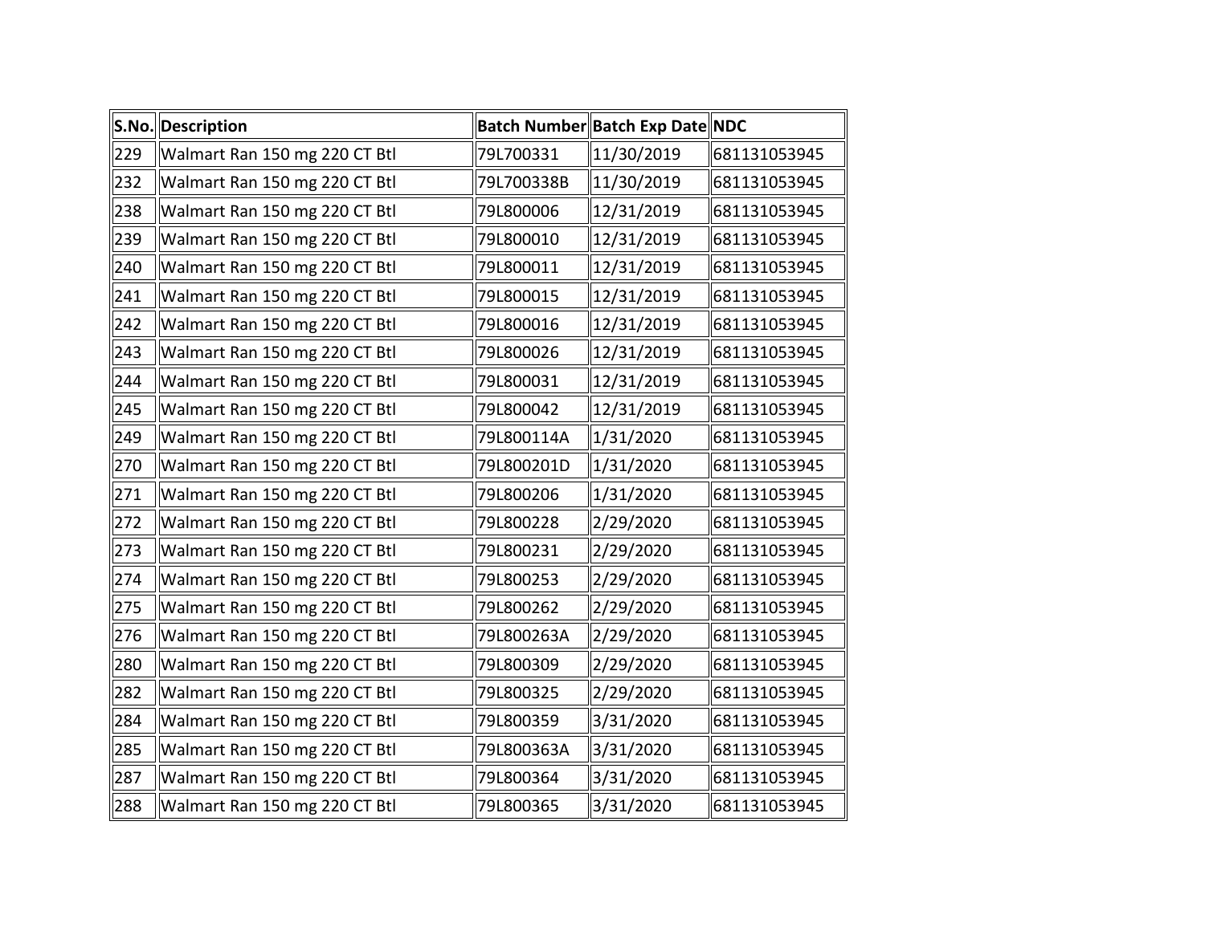| S.No. | Description | Batch Number | Batch Exp Date | NDC |
|---|---|---|---|---|
| 229 | Walmart Ran 150 mg 220 CT Btl | 79L700331 | 11/30/2019 | 681131053945 |
| 232 | Walmart Ran 150 mg 220 CT Btl | 79L700338B | 11/30/2019 | 681131053945 |
| 238 | Walmart Ran 150 mg 220 CT Btl | 79L800006 | 12/31/2019 | 681131053945 |
| 239 | Walmart Ran 150 mg 220 CT Btl | 79L800010 | 12/31/2019 | 681131053945 |
| 240 | Walmart Ran 150 mg 220 CT Btl | 79L800011 | 12/31/2019 | 681131053945 |
| 241 | Walmart Ran 150 mg 220 CT Btl | 79L800015 | 12/31/2019 | 681131053945 |
| 242 | Walmart Ran 150 mg 220 CT Btl | 79L800016 | 12/31/2019 | 681131053945 |
| 243 | Walmart Ran 150 mg 220 CT Btl | 79L800026 | 12/31/2019 | 681131053945 |
| 244 | Walmart Ran 150 mg 220 CT Btl | 79L800031 | 12/31/2019 | 681131053945 |
| 245 | Walmart Ran 150 mg 220 CT Btl | 79L800042 | 12/31/2019 | 681131053945 |
| 249 | Walmart Ran 150 mg 220 CT Btl | 79L800114A | 1/31/2020 | 681131053945 |
| 270 | Walmart Ran 150 mg 220 CT Btl | 79L800201D | 1/31/2020 | 681131053945 |
| 271 | Walmart Ran 150 mg 220 CT Btl | 79L800206 | 1/31/2020 | 681131053945 |
| 272 | Walmart Ran 150 mg 220 CT Btl | 79L800228 | 2/29/2020 | 681131053945 |
| 273 | Walmart Ran 150 mg 220 CT Btl | 79L800231 | 2/29/2020 | 681131053945 |
| 274 | Walmart Ran 150 mg 220 CT Btl | 79L800253 | 2/29/2020 | 681131053945 |
| 275 | Walmart Ran 150 mg 220 CT Btl | 79L800262 | 2/29/2020 | 681131053945 |
| 276 | Walmart Ran 150 mg 220 CT Btl | 79L800263A | 2/29/2020 | 681131053945 |
| 280 | Walmart Ran 150 mg 220 CT Btl | 79L800309 | 2/29/2020 | 681131053945 |
| 282 | Walmart Ran 150 mg 220 CT Btl | 79L800325 | 2/29/2020 | 681131053945 |
| 284 | Walmart Ran 150 mg 220 CT Btl | 79L800359 | 3/31/2020 | 681131053945 |
| 285 | Walmart Ran 150 mg 220 CT Btl | 79L800363A | 3/31/2020 | 681131053945 |
| 287 | Walmart Ran 150 mg 220 CT Btl | 79L800364 | 3/31/2020 | 681131053945 |
| 288 | Walmart Ran 150 mg 220 CT Btl | 79L800365 | 3/31/2020 | 681131053945 |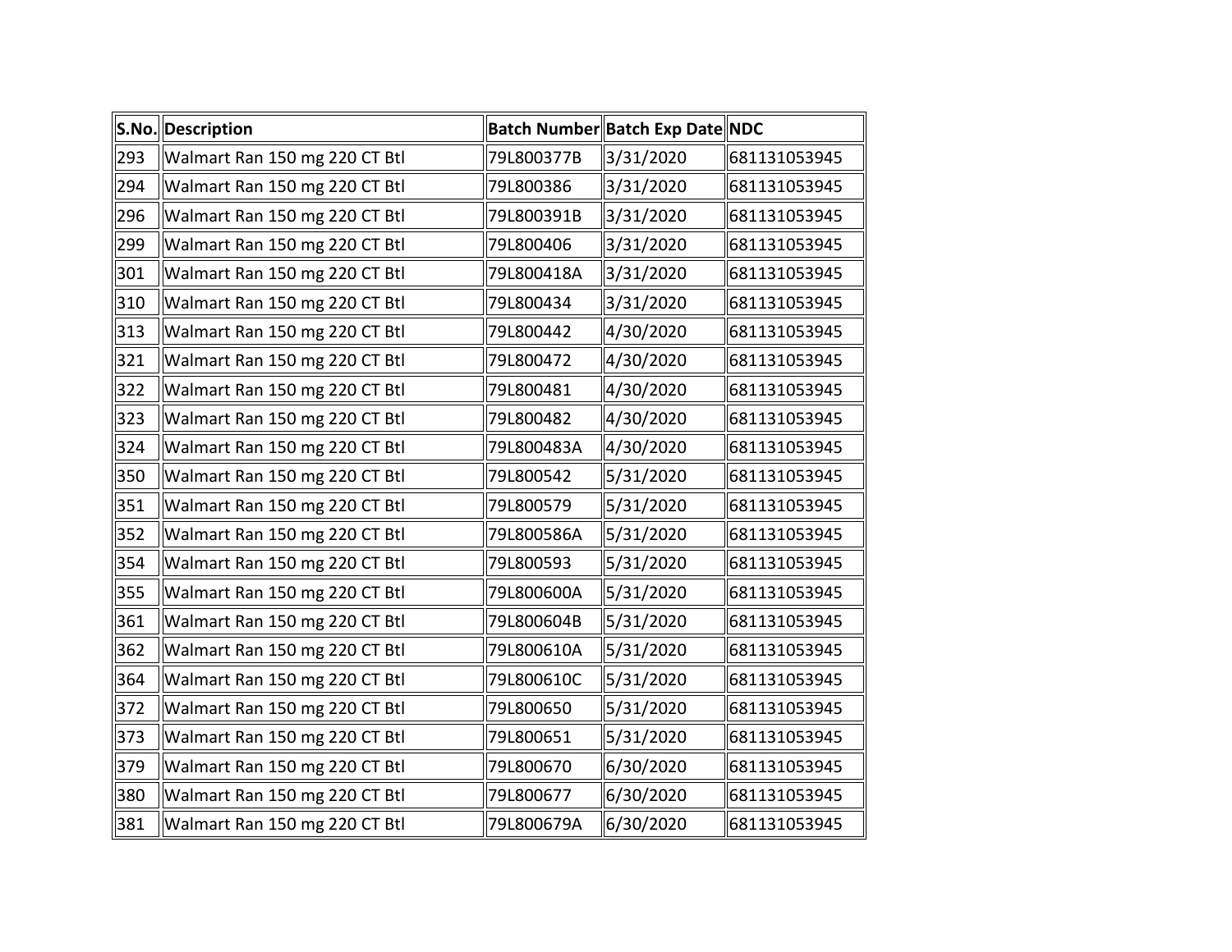| S.No. | Description | Batch Number | Batch Exp Date | NDC |
| --- | --- | --- | --- | --- |
| 293 | Walmart Ran 150 mg 220 CT Btl | 79L800377B | 3/31/2020 | 681131053945 |
| 294 | Walmart Ran 150 mg 220 CT Btl | 79L800386 | 3/31/2020 | 681131053945 |
| 296 | Walmart Ran 150 mg 220 CT Btl | 79L800391B | 3/31/2020 | 681131053945 |
| 299 | Walmart Ran 150 mg 220 CT Btl | 79L800406 | 3/31/2020 | 681131053945 |
| 301 | Walmart Ran 150 mg 220 CT Btl | 79L800418A | 3/31/2020 | 681131053945 |
| 310 | Walmart Ran 150 mg 220 CT Btl | 79L800434 | 3/31/2020 | 681131053945 |
| 313 | Walmart Ran 150 mg 220 CT Btl | 79L800442 | 4/30/2020 | 681131053945 |
| 321 | Walmart Ran 150 mg 220 CT Btl | 79L800472 | 4/30/2020 | 681131053945 |
| 322 | Walmart Ran 150 mg 220 CT Btl | 79L800481 | 4/30/2020 | 681131053945 |
| 323 | Walmart Ran 150 mg 220 CT Btl | 79L800482 | 4/30/2020 | 681131053945 |
| 324 | Walmart Ran 150 mg 220 CT Btl | 79L800483A | 4/30/2020 | 681131053945 |
| 350 | Walmart Ran 150 mg 220 CT Btl | 79L800542 | 5/31/2020 | 681131053945 |
| 351 | Walmart Ran 150 mg 220 CT Btl | 79L800579 | 5/31/2020 | 681131053945 |
| 352 | Walmart Ran 150 mg 220 CT Btl | 79L800586A | 5/31/2020 | 681131053945 |
| 354 | Walmart Ran 150 mg 220 CT Btl | 79L800593 | 5/31/2020 | 681131053945 |
| 355 | Walmart Ran 150 mg 220 CT Btl | 79L800600A | 5/31/2020 | 681131053945 |
| 361 | Walmart Ran 150 mg 220 CT Btl | 79L800604B | 5/31/2020 | 681131053945 |
| 362 | Walmart Ran 150 mg 220 CT Btl | 79L800610A | 5/31/2020 | 681131053945 |
| 364 | Walmart Ran 150 mg 220 CT Btl | 79L800610C | 5/31/2020 | 681131053945 |
| 372 | Walmart Ran 150 mg 220 CT Btl | 79L800650 | 5/31/2020 | 681131053945 |
| 373 | Walmart Ran 150 mg 220 CT Btl | 79L800651 | 5/31/2020 | 681131053945 |
| 379 | Walmart Ran 150 mg 220 CT Btl | 79L800670 | 6/30/2020 | 681131053945 |
| 380 | Walmart Ran 150 mg 220 CT Btl | 79L800677 | 6/30/2020 | 681131053945 |
| 381 | Walmart Ran 150 mg 220 CT Btl | 79L800679A | 6/30/2020 | 681131053945 |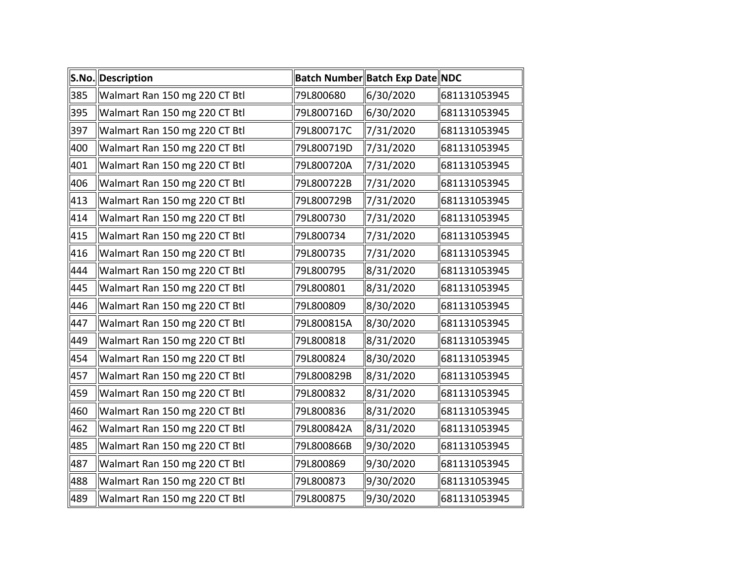| S.No. | Description | Batch Number | Batch Exp Date | NDC |
|---|---|---|---|---|
| 385 | Walmart Ran 150 mg 220 CT Btl | 79L800680 | 6/30/2020 | 681131053945 |
| 395 | Walmart Ran 150 mg 220 CT Btl | 79L800716D | 6/30/2020 | 681131053945 |
| 397 | Walmart Ran 150 mg 220 CT Btl | 79L800717C | 7/31/2020 | 681131053945 |
| 400 | Walmart Ran 150 mg 220 CT Btl | 79L800719D | 7/31/2020 | 681131053945 |
| 401 | Walmart Ran 150 mg 220 CT Btl | 79L800720A | 7/31/2020 | 681131053945 |
| 406 | Walmart Ran 150 mg 220 CT Btl | 79L800722B | 7/31/2020 | 681131053945 |
| 413 | Walmart Ran 150 mg 220 CT Btl | 79L800729B | 7/31/2020 | 681131053945 |
| 414 | Walmart Ran 150 mg 220 CT Btl | 79L800730 | 7/31/2020 | 681131053945 |
| 415 | Walmart Ran 150 mg 220 CT Btl | 79L800734 | 7/31/2020 | 681131053945 |
| 416 | Walmart Ran 150 mg 220 CT Btl | 79L800735 | 7/31/2020 | 681131053945 |
| 444 | Walmart Ran 150 mg 220 CT Btl | 79L800795 | 8/31/2020 | 681131053945 |
| 445 | Walmart Ran 150 mg 220 CT Btl | 79L800801 | 8/31/2020 | 681131053945 |
| 446 | Walmart Ran 150 mg 220 CT Btl | 79L800809 | 8/30/2020 | 681131053945 |
| 447 | Walmart Ran 150 mg 220 CT Btl | 79L800815A | 8/30/2020 | 681131053945 |
| 449 | Walmart Ran 150 mg 220 CT Btl | 79L800818 | 8/31/2020 | 681131053945 |
| 454 | Walmart Ran 150 mg 220 CT Btl | 79L800824 | 8/30/2020 | 681131053945 |
| 457 | Walmart Ran 150 mg 220 CT Btl | 79L800829B | 8/31/2020 | 681131053945 |
| 459 | Walmart Ran 150 mg 220 CT Btl | 79L800832 | 8/31/2020 | 681131053945 |
| 460 | Walmart Ran 150 mg 220 CT Btl | 79L800836 | 8/31/2020 | 681131053945 |
| 462 | Walmart Ran 150 mg 220 CT Btl | 79L800842A | 8/31/2020 | 681131053945 |
| 485 | Walmart Ran 150 mg 220 CT Btl | 79L800866B | 9/30/2020 | 681131053945 |
| 487 | Walmart Ran 150 mg 220 CT Btl | 79L800869 | 9/30/2020 | 681131053945 |
| 488 | Walmart Ran 150 mg 220 CT Btl | 79L800873 | 9/30/2020 | 681131053945 |
| 489 | Walmart Ran 150 mg 220 CT Btl | 79L800875 | 9/30/2020 | 681131053945 |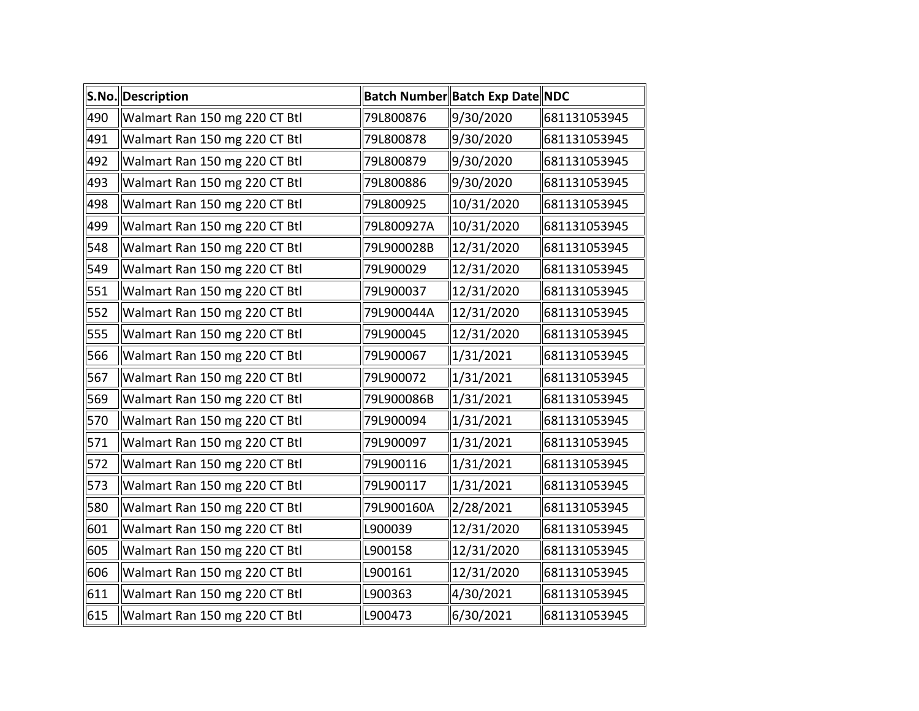| S.No. | Description | Batch Number | Batch Exp Date | NDC |
|---|---|---|---|---|
| 490 | Walmart Ran 150 mg 220 CT Btl | 79L800876 | 9/30/2020 | 681131053945 |
| 491 | Walmart Ran 150 mg 220 CT Btl | 79L800878 | 9/30/2020 | 681131053945 |
| 492 | Walmart Ran 150 mg 220 CT Btl | 79L800879 | 9/30/2020 | 681131053945 |
| 493 | Walmart Ran 150 mg 220 CT Btl | 79L800886 | 9/30/2020 | 681131053945 |
| 498 | Walmart Ran 150 mg 220 CT Btl | 79L800925 | 10/31/2020 | 681131053945 |
| 499 | Walmart Ran 150 mg 220 CT Btl | 79L800927A | 10/31/2020 | 681131053945 |
| 548 | Walmart Ran 150 mg 220 CT Btl | 79L900028B | 12/31/2020 | 681131053945 |
| 549 | Walmart Ran 150 mg 220 CT Btl | 79L900029 | 12/31/2020 | 681131053945 |
| 551 | Walmart Ran 150 mg 220 CT Btl | 79L900037 | 12/31/2020 | 681131053945 |
| 552 | Walmart Ran 150 mg 220 CT Btl | 79L900044A | 12/31/2020 | 681131053945 |
| 555 | Walmart Ran 150 mg 220 CT Btl | 79L900045 | 12/31/2020 | 681131053945 |
| 566 | Walmart Ran 150 mg 220 CT Btl | 79L900067 | 1/31/2021 | 681131053945 |
| 567 | Walmart Ran 150 mg 220 CT Btl | 79L900072 | 1/31/2021 | 681131053945 |
| 569 | Walmart Ran 150 mg 220 CT Btl | 79L900086B | 1/31/2021 | 681131053945 |
| 570 | Walmart Ran 150 mg 220 CT Btl | 79L900094 | 1/31/2021 | 681131053945 |
| 571 | Walmart Ran 150 mg 220 CT Btl | 79L900097 | 1/31/2021 | 681131053945 |
| 572 | Walmart Ran 150 mg 220 CT Btl | 79L900116 | 1/31/2021 | 681131053945 |
| 573 | Walmart Ran 150 mg 220 CT Btl | 79L900117 | 1/31/2021 | 681131053945 |
| 580 | Walmart Ran 150 mg 220 CT Btl | 79L900160A | 2/28/2021 | 681131053945 |
| 601 | Walmart Ran 150 mg 220 CT Btl | L900039 | 12/31/2020 | 681131053945 |
| 605 | Walmart Ran 150 mg 220 CT Btl | L900158 | 12/31/2020 | 681131053945 |
| 606 | Walmart Ran 150 mg 220 CT Btl | L900161 | 12/31/2020 | 681131053945 |
| 611 | Walmart Ran 150 mg 220 CT Btl | L900363 | 4/30/2021 | 681131053945 |
| 615 | Walmart Ran 150 mg 220 CT Btl | L900473 | 6/30/2021 | 681131053945 |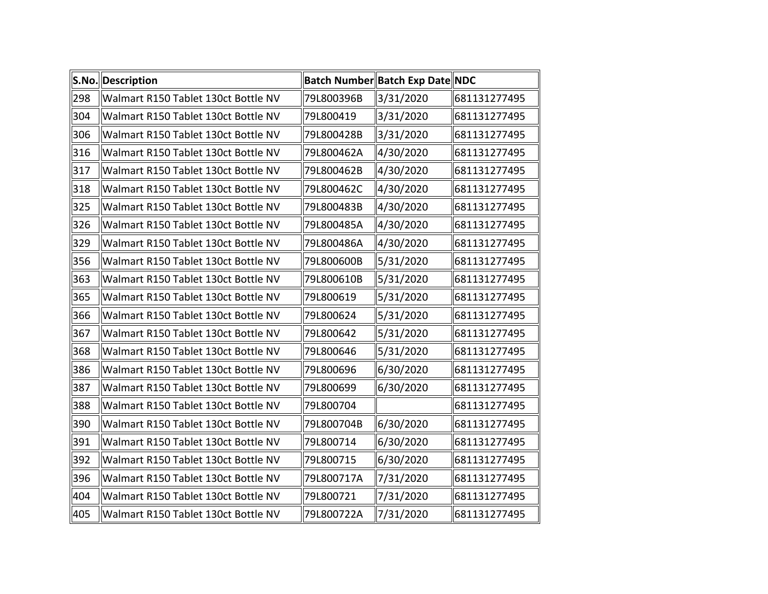| S.No. | Description | Batch Number | Batch Exp Date | NDC |
|---|---|---|---|---|
| 298 | Walmart R150 Tablet 130ct Bottle NV | 79L800396B | 3/31/2020 | 681131277495 |
| 304 | Walmart R150 Tablet 130ct Bottle NV | 79L800419 | 3/31/2020 | 681131277495 |
| 306 | Walmart R150 Tablet 130ct Bottle NV | 79L800428B | 3/31/2020 | 681131277495 |
| 316 | Walmart R150 Tablet 130ct Bottle NV | 79L800462A | 4/30/2020 | 681131277495 |
| 317 | Walmart R150 Tablet 130ct Bottle NV | 79L800462B | 4/30/2020 | 681131277495 |
| 318 | Walmart R150 Tablet 130ct Bottle NV | 79L800462C | 4/30/2020 | 681131277495 |
| 325 | Walmart R150 Tablet 130ct Bottle NV | 79L800483B | 4/30/2020 | 681131277495 |
| 326 | Walmart R150 Tablet 130ct Bottle NV | 79L800485A | 4/30/2020 | 681131277495 |
| 329 | Walmart R150 Tablet 130ct Bottle NV | 79L800486A | 4/30/2020 | 681131277495 |
| 356 | Walmart R150 Tablet 130ct Bottle NV | 79L800600B | 5/31/2020 | 681131277495 |
| 363 | Walmart R150 Tablet 130ct Bottle NV | 79L800610B | 5/31/2020 | 681131277495 |
| 365 | Walmart R150 Tablet 130ct Bottle NV | 79L800619 | 5/31/2020 | 681131277495 |
| 366 | Walmart R150 Tablet 130ct Bottle NV | 79L800624 | 5/31/2020 | 681131277495 |
| 367 | Walmart R150 Tablet 130ct Bottle NV | 79L800642 | 5/31/2020 | 681131277495 |
| 368 | Walmart R150 Tablet 130ct Bottle NV | 79L800646 | 5/31/2020 | 681131277495 |
| 386 | Walmart R150 Tablet 130ct Bottle NV | 79L800696 | 6/30/2020 | 681131277495 |
| 387 | Walmart R150 Tablet 130ct Bottle NV | 79L800699 | 6/30/2020 | 681131277495 |
| 388 | Walmart R150 Tablet 130ct Bottle NV | 79L800704 | | 681131277495 |
| 390 | Walmart R150 Tablet 130ct Bottle NV | 79L800704B | 6/30/2020 | 681131277495 |
| 391 | Walmart R150 Tablet 130ct Bottle NV | 79L800714 | 6/30/2020 | 681131277495 |
| 392 | Walmart R150 Tablet 130ct Bottle NV | 79L800715 | 6/30/2020 | 681131277495 |
| 396 | Walmart R150 Tablet 130ct Bottle NV | 79L800717A | 7/31/2020 | 681131277495 |
| 404 | Walmart R150 Tablet 130ct Bottle NV | 79L800721 | 7/31/2020 | 681131277495 |
| 405 | Walmart R150 Tablet 130ct Bottle NV | 79L800722A | 7/31/2020 | 681131277495 |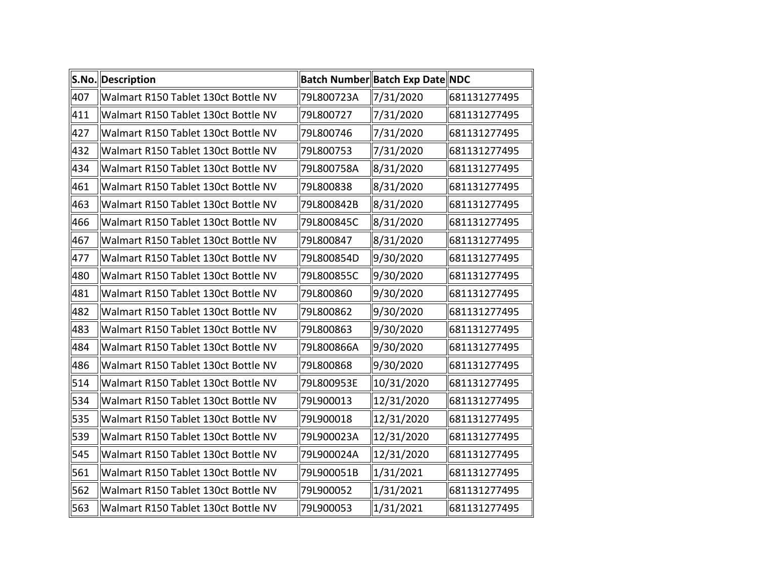| S.No. | Description | Batch Number | Batch Exp Date | NDC |
|---|---|---|---|---|
| 407 | Walmart R150 Tablet 130ct Bottle NV | 79L800723A | 7/31/2020 | 681131277495 |
| 411 | Walmart R150 Tablet 130ct Bottle NV | 79L800727 | 7/31/2020 | 681131277495 |
| 427 | Walmart R150 Tablet 130ct Bottle NV | 79L800746 | 7/31/2020 | 681131277495 |
| 432 | Walmart R150 Tablet 130ct Bottle NV | 79L800753 | 7/31/2020 | 681131277495 |
| 434 | Walmart R150 Tablet 130ct Bottle NV | 79L800758A | 8/31/2020 | 681131277495 |
| 461 | Walmart R150 Tablet 130ct Bottle NV | 79L800838 | 8/31/2020 | 681131277495 |
| 463 | Walmart R150 Tablet 130ct Bottle NV | 79L800842B | 8/31/2020 | 681131277495 |
| 466 | Walmart R150 Tablet 130ct Bottle NV | 79L800845C | 8/31/2020 | 681131277495 |
| 467 | Walmart R150 Tablet 130ct Bottle NV | 79L800847 | 8/31/2020 | 681131277495 |
| 477 | Walmart R150 Tablet 130ct Bottle NV | 79L800854D | 9/30/2020 | 681131277495 |
| 480 | Walmart R150 Tablet 130ct Bottle NV | 79L800855C | 9/30/2020 | 681131277495 |
| 481 | Walmart R150 Tablet 130ct Bottle NV | 79L800860 | 9/30/2020 | 681131277495 |
| 482 | Walmart R150 Tablet 130ct Bottle NV | 79L800862 | 9/30/2020 | 681131277495 |
| 483 | Walmart R150 Tablet 130ct Bottle NV | 79L800863 | 9/30/2020 | 681131277495 |
| 484 | Walmart R150 Tablet 130ct Bottle NV | 79L800866A | 9/30/2020 | 681131277495 |
| 486 | Walmart R150 Tablet 130ct Bottle NV | 79L800868 | 9/30/2020 | 681131277495 |
| 514 | Walmart R150 Tablet 130ct Bottle NV | 79L800953E | 10/31/2020 | 681131277495 |
| 534 | Walmart R150 Tablet 130ct Bottle NV | 79L900013 | 12/31/2020 | 681131277495 |
| 535 | Walmart R150 Tablet 130ct Bottle NV | 79L900018 | 12/31/2020 | 681131277495 |
| 539 | Walmart R150 Tablet 130ct Bottle NV | 79L900023A | 12/31/2020 | 681131277495 |
| 545 | Walmart R150 Tablet 130ct Bottle NV | 79L900024A | 12/31/2020 | 681131277495 |
| 561 | Walmart R150 Tablet 130ct Bottle NV | 79L900051B | 1/31/2021 | 681131277495 |
| 562 | Walmart R150 Tablet 130ct Bottle NV | 79L900052 | 1/31/2021 | 681131277495 |
| 563 | Walmart R150 Tablet 130ct Bottle NV | 79L900053 | 1/31/2021 | 681131277495 |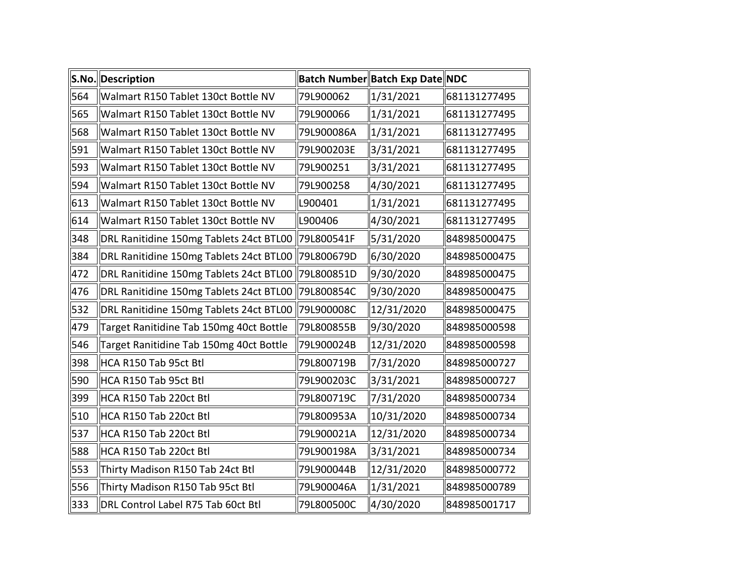| S.No. | Description | Batch Number | Batch Exp Date | NDC |
|---|---|---|---|---|
| 564 | Walmart R150 Tablet 130ct Bottle NV | 79L900062 | 1/31/2021 | 681131277495 |
| 565 | Walmart R150 Tablet 130ct Bottle NV | 79L900066 | 1/31/2021 | 681131277495 |
| 568 | Walmart R150 Tablet 130ct Bottle NV | 79L900086A | 1/31/2021 | 681131277495 |
| 591 | Walmart R150 Tablet 130ct Bottle NV | 79L900203E | 3/31/2021 | 681131277495 |
| 593 | Walmart R150 Tablet 130ct Bottle NV | 79L900251 | 3/31/2021 | 681131277495 |
| 594 | Walmart R150 Tablet 130ct Bottle NV | 79L900258 | 4/30/2021 | 681131277495 |
| 613 | Walmart R150 Tablet 130ct Bottle NV | L900401 | 1/31/2021 | 681131277495 |
| 614 | Walmart R150 Tablet 130ct Bottle NV | L900406 | 4/30/2021 | 681131277495 |
| 348 | DRL Ranitidine 150mg Tablets 24ct BTL00 | 79L800541F | 5/31/2020 | 848985000475 |
| 384 | DRL Ranitidine 150mg Tablets 24ct BTL00 | 79L800679D | 6/30/2020 | 848985000475 |
| 472 | DRL Ranitidine 150mg Tablets 24ct BTL00 | 79L800851D | 9/30/2020 | 848985000475 |
| 476 | DRL Ranitidine 150mg Tablets 24ct BTL00 | 79L800854C | 9/30/2020 | 848985000475 |
| 532 | DRL Ranitidine 150mg Tablets 24ct BTL00 | 79L900008C | 12/31/2020 | 848985000475 |
| 479 | Target Ranitidine Tab 150mg 40ct Bottle | 79L800855B | 9/30/2020 | 848985000598 |
| 546 | Target Ranitidine Tab 150mg 40ct Bottle | 79L900024B | 12/31/2020 | 848985000598 |
| 398 | HCA R150 Tab 95ct Btl | 79L800719B | 7/31/2020 | 848985000727 |
| 590 | HCA R150 Tab 95ct Btl | 79L900203C | 3/31/2021 | 848985000727 |
| 399 | HCA R150 Tab 220ct Btl | 79L800719C | 7/31/2020 | 848985000734 |
| 510 | HCA R150 Tab 220ct Btl | 79L800953A | 10/31/2020 | 848985000734 |
| 537 | HCA R150 Tab 220ct Btl | 79L900021A | 12/31/2020 | 848985000734 |
| 588 | HCA R150 Tab 220ct Btl | 79L900198A | 3/31/2021 | 848985000734 |
| 553 | Thirty Madison R150 Tab 24ct Btl | 79L900044B | 12/31/2020 | 848985000772 |
| 556 | Thirty Madison R150 Tab 95ct Btl | 79L900046A | 1/31/2021 | 848985000789 |
| 333 | DRL Control Label R75 Tab 60ct Btl | 79L800500C | 4/30/2020 | 848985001717 |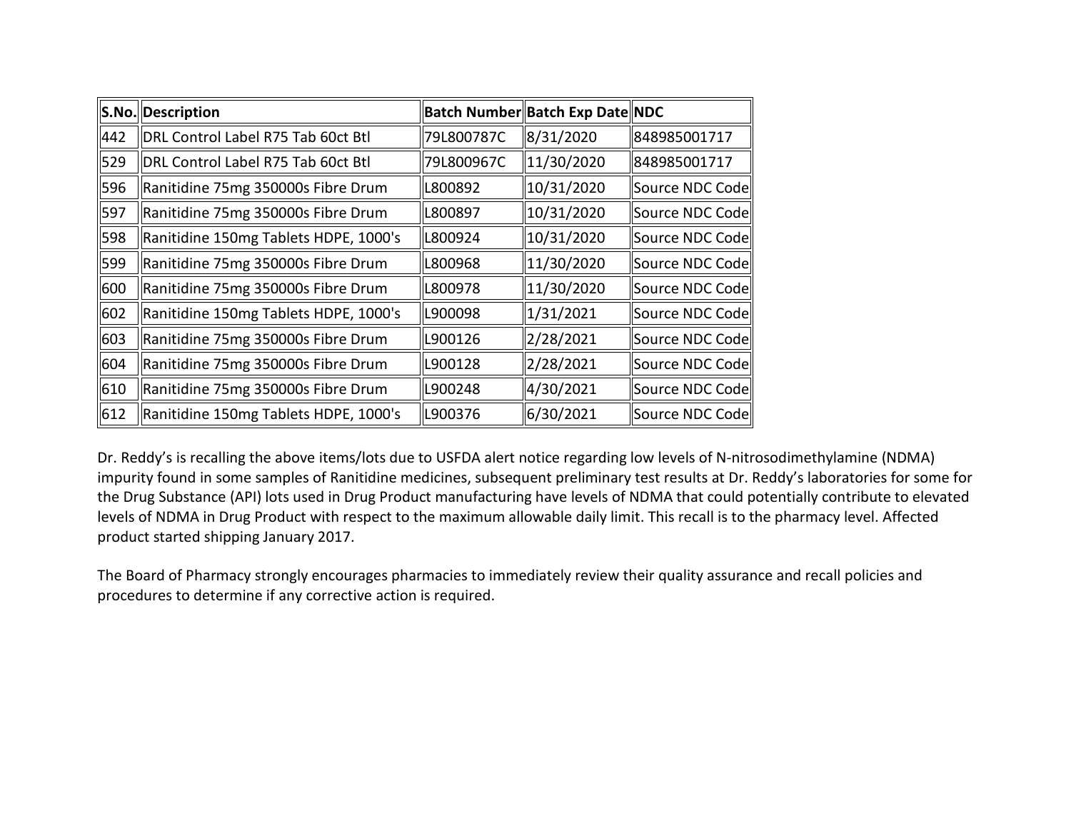| S.No. | Description | Batch Number | Batch Exp Date | NDC |
|---|---|---|---|---|
| 442 | DRL Control Label R75 Tab 60ct Btl | 79L800787C | 8/31/2020 | 848985001717 |
| 529 | DRL Control Label R75 Tab 60ct Btl | 79L800967C | 11/30/2020 | 848985001717 |
| 596 | Ranitidine 75mg 350000s Fibre Drum | L800892 | 10/31/2020 | Source NDC Code |
| 597 | Ranitidine 75mg 350000s Fibre Drum | L800897 | 10/31/2020 | Source NDC Code |
| 598 | Ranitidine 150mg Tablets HDPE, 1000's | L800924 | 10/31/2020 | Source NDC Code |
| 599 | Ranitidine 75mg 350000s Fibre Drum | L800968 | 11/30/2020 | Source NDC Code |
| 600 | Ranitidine 75mg 350000s Fibre Drum | L800978 | 11/30/2020 | Source NDC Code |
| 602 | Ranitidine 150mg Tablets HDPE, 1000's | L900098 | 1/31/2021 | Source NDC Code |
| 603 | Ranitidine 75mg 350000s Fibre Drum | L900126 | 2/28/2021 | Source NDC Code |
| 604 | Ranitidine 75mg 350000s Fibre Drum | L900128 | 2/28/2021 | Source NDC Code |
| 610 | Ranitidine 75mg 350000s Fibre Drum | L900248 | 4/30/2021 | Source NDC Code |
| 612 | Ranitidine 150mg Tablets HDPE, 1000's | L900376 | 6/30/2021 | Source NDC Code |

Dr. Reddy's is recalling the above items/lots due to USFDA alert notice regarding low levels of N-nitrosodimethylamine (NDMA) impurity found in some samples of Ranitidine medicines, subsequent preliminary test results at Dr. Reddy's laboratories for some for the Drug Substance (API) lots used in Drug Product manufacturing have levels of NDMA that could potentially contribute to elevated levels of NDMA in Drug Product with respect to the maximum allowable daily limit. This recall is to the pharmacy level. Affected product started shipping January 2017.

The Board of Pharmacy strongly encourages pharmacies to immediately review their quality assurance and recall policies and procedures to determine if any corrective action is required.